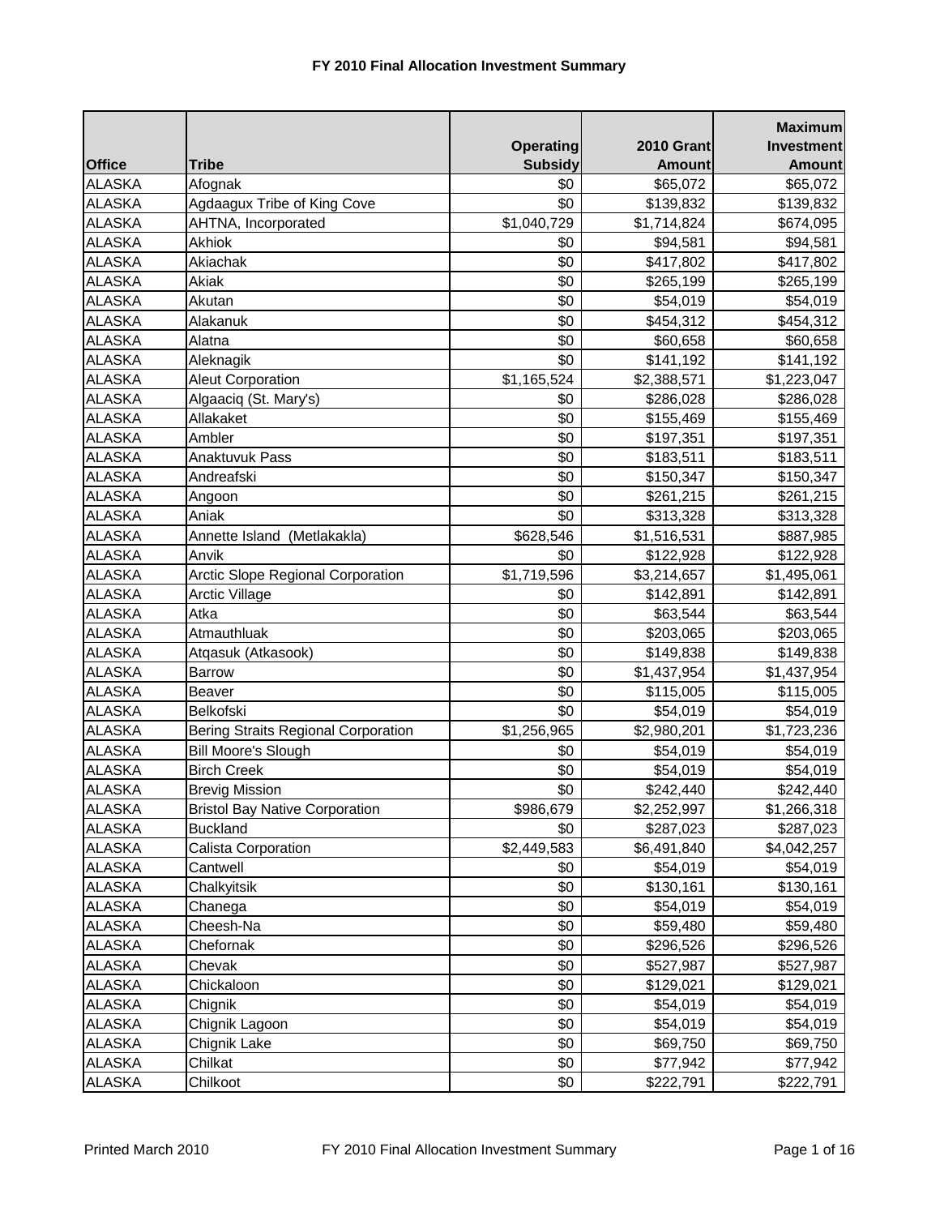# FY 2010 Final Allocation Investment Summary

| Office | Tribe | Operating Subsidy | 2010 Grant Amount | Maximum Investment Amount |
|---|---|---|---|---|
| ALASKA | Afognak | $0 | $65,072 | $65,072 |
| ALASKA | Agdaagux Tribe of King Cove | $0 | $139,832 | $139,832 |
| ALASKA | AHTNA, Incorporated | $1,040,729 | $1,714,824 | $674,095 |
| ALASKA | Akhiok | $0 | $94,581 | $94,581 |
| ALASKA | Akiachak | $0 | $417,802 | $417,802 |
| ALASKA | Akiak | $0 | $265,199 | $265,199 |
| ALASKA | Akutan | $0 | $54,019 | $54,019 |
| ALASKA | Alakanuk | $0 | $454,312 | $454,312 |
| ALASKA | Alatna | $0 | $60,658 | $60,658 |
| ALASKA | Aleknagik | $0 | $141,192 | $141,192 |
| ALASKA | Aleut Corporation | $1,165,524 | $2,388,571 | $1,223,047 |
| ALASKA | Algaaciq (St. Mary's) | $0 | $286,028 | $286,028 |
| ALASKA | Allakaket | $0 | $155,469 | $155,469 |
| ALASKA | Ambler | $0 | $197,351 | $197,351 |
| ALASKA | Anaktuvuk Pass | $0 | $183,511 | $183,511 |
| ALASKA | Andreafski | $0 | $150,347 | $150,347 |
| ALASKA | Angoon | $0 | $261,215 | $261,215 |
| ALASKA | Aniak | $0 | $313,328 | $313,328 |
| ALASKA | Annette Island (Metlakakla) | $628,546 | $1,516,531 | $887,985 |
| ALASKA | Anvik | $0 | $122,928 | $122,928 |
| ALASKA | Arctic Slope Regional Corporation | $1,719,596 | $3,214,657 | $1,495,061 |
| ALASKA | Arctic Village | $0 | $142,891 | $142,891 |
| ALASKA | Atka | $0 | $63,544 | $63,544 |
| ALASKA | Atmauthluak | $0 | $203,065 | $203,065 |
| ALASKA | Atqasuk (Atkasook) | $0 | $149,838 | $149,838 |
| ALASKA | Barrow | $0 | $1,437,954 | $1,437,954 |
| ALASKA | Beaver | $0 | $115,005 | $115,005 |
| ALASKA | Belkofski | $0 | $54,019 | $54,019 |
| ALASKA | Bering Straits Regional Corporation | $1,256,965 | $2,980,201 | $1,723,236 |
| ALASKA | Bill Moore's Slough | $0 | $54,019 | $54,019 |
| ALASKA | Birch Creek | $0 | $54,019 | $54,019 |
| ALASKA | Brevig Mission | $0 | $242,440 | $242,440 |
| ALASKA | Bristol Bay Native Corporation | $986,679 | $2,252,997 | $1,266,318 |
| ALASKA | Buckland | $0 | $287,023 | $287,023 |
| ALASKA | Calista Corporation | $2,449,583 | $6,491,840 | $4,042,257 |
| ALASKA | Cantwell | $0 | $54,019 | $54,019 |
| ALASKA | Chalkyitsik | $0 | $130,161 | $130,161 |
| ALASKA | Chanega | $0 | $54,019 | $54,019 |
| ALASKA | Cheesh-Na | $0 | $59,480 | $59,480 |
| ALASKA | Chefornak | $0 | $296,526 | $296,526 |
| ALASKA | Chevak | $0 | $527,987 | $527,987 |
| ALASKA | Chickaloon | $0 | $129,021 | $129,021 |
| ALASKA | Chignik | $0 | $54,019 | $54,019 |
| ALASKA | Chignik Lagoon | $0 | $54,019 | $54,019 |
| ALASKA | Chignik Lake | $0 | $69,750 | $69,750 |
| ALASKA | Chilkat | $0 | $77,942 | $77,942 |
| ALASKA | Chilkoot | $0 | $222,791 | $222,791 |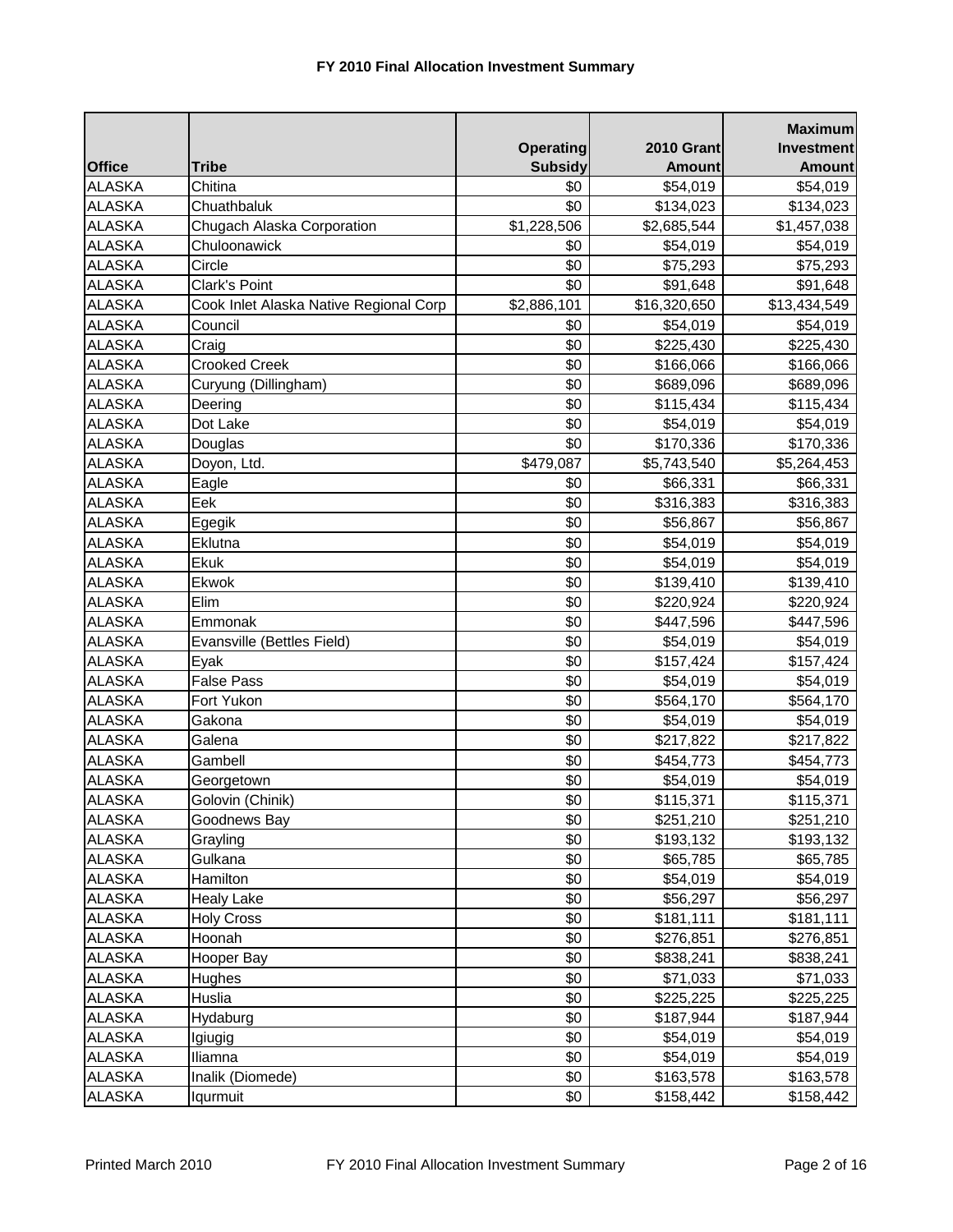### FY 2010 Final Allocation Investment Summary

| Office | Tribe | Operating Subsidy | 2010 Grant Amount | Maximum Investment Amount |
|---|---|---|---|---|
| ALASKA | Chitina | $0 | $54,019 | $54,019 |
| ALASKA | Chuathbaluk | $0 | $134,023 | $134,023 |
| ALASKA | Chugach Alaska Corporation | $1,228,506 | $2,685,544 | $1,457,038 |
| ALASKA | Chuloonawick | $0 | $54,019 | $54,019 |
| ALASKA | Circle | $0 | $75,293 | $75,293 |
| ALASKA | Clark's Point | $0 | $91,648 | $91,648 |
| ALASKA | Cook Inlet Alaska Native Regional Corp | $2,886,101 | $16,320,650 | $13,434,549 |
| ALASKA | Council | $0 | $54,019 | $54,019 |
| ALASKA | Craig | $0 | $225,430 | $225,430 |
| ALASKA | Crooked Creek | $0 | $166,066 | $166,066 |
| ALASKA | Curyung (Dillingham) | $0 | $689,096 | $689,096 |
| ALASKA | Deering | $0 | $115,434 | $115,434 |
| ALASKA | Dot Lake | $0 | $54,019 | $54,019 |
| ALASKA | Douglas | $0 | $170,336 | $170,336 |
| ALASKA | Doyon, Ltd. | $479,087 | $5,743,540 | $5,264,453 |
| ALASKA | Eagle | $0 | $66,331 | $66,331 |
| ALASKA | Eek | $0 | $316,383 | $316,383 |
| ALASKA | Egegik | $0 | $56,867 | $56,867 |
| ALASKA | Eklutna | $0 | $54,019 | $54,019 |
| ALASKA | Ekuk | $0 | $54,019 | $54,019 |
| ALASKA | Ekwok | $0 | $139,410 | $139,410 |
| ALASKA | Elim | $0 | $220,924 | $220,924 |
| ALASKA | Emmonak | $0 | $447,596 | $447,596 |
| ALASKA | Evansville (Bettles Field) | $0 | $54,019 | $54,019 |
| ALASKA | Eyak | $0 | $157,424 | $157,424 |
| ALASKA | False Pass | $0 | $54,019 | $54,019 |
| ALASKA | Fort Yukon | $0 | $564,170 | $564,170 |
| ALASKA | Gakona | $0 | $54,019 | $54,019 |
| ALASKA | Galena | $0 | $217,822 | $217,822 |
| ALASKA | Gambell | $0 | $454,773 | $454,773 |
| ALASKA | Georgetown | $0 | $54,019 | $54,019 |
| ALASKA | Golovin (Chinik) | $0 | $115,371 | $115,371 |
| ALASKA | Goodnews Bay | $0 | $251,210 | $251,210 |
| ALASKA | Grayling | $0 | $193,132 | $193,132 |
| ALASKA | Gulkana | $0 | $65,785 | $65,785 |
| ALASKA | Hamilton | $0 | $54,019 | $54,019 |
| ALASKA | Healy Lake | $0 | $56,297 | $56,297 |
| ALASKA | Holy Cross | $0 | $181,111 | $181,111 |
| ALASKA | Hoonah | $0 | $276,851 | $276,851 |
| ALASKA | Hooper Bay | $0 | $838,241 | $838,241 |
| ALASKA | Hughes | $0 | $71,033 | $71,033 |
| ALASKA | Huslia | $0 | $225,225 | $225,225 |
| ALASKA | Hydaburg | $0 | $187,944 | $187,944 |
| ALASKA | Igiugig | $0 | $54,019 | $54,019 |
| ALASKA | Iliamna | $0 | $54,019 | $54,019 |
| ALASKA | Inalik (Diomede) | $0 | $163,578 | $163,578 |
| ALASKA | Iqurmuit | $0 | $158,442 | $158,442 |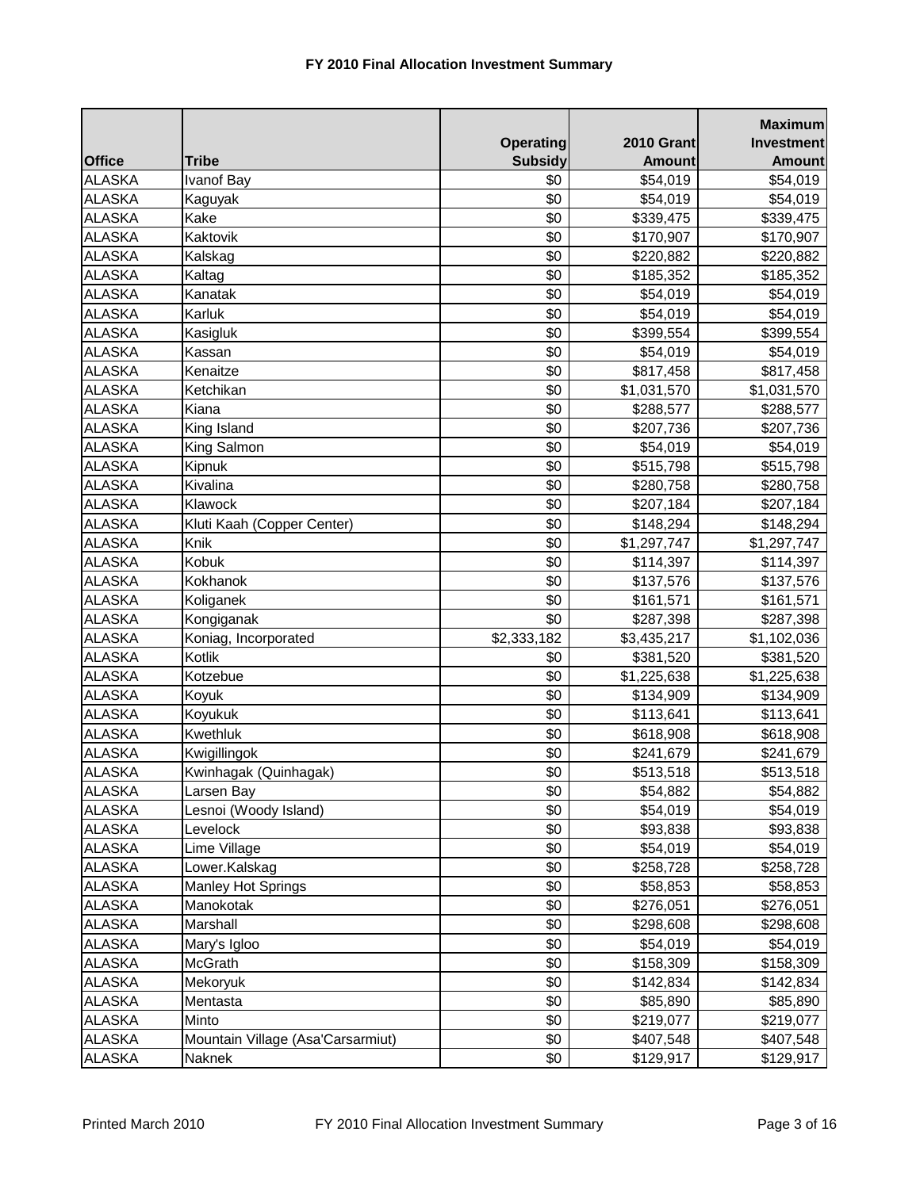### FY 2010 Final Allocation Investment Summary

| Office | Tribe | Operating Subsidy | 2010 Grant Amount | Maximum Investment Amount |
|---|---|---|---|---|
| ALASKA | Ivanof Bay | $0 | $54,019 | $54,019 |
| ALASKA | Kaguyak | $0 | $54,019 | $54,019 |
| ALASKA | Kake | $0 | $339,475 | $339,475 |
| ALASKA | Kaktovik | $0 | $170,907 | $170,907 |
| ALASKA | Kalskag | $0 | $220,882 | $220,882 |
| ALASKA | Kaltag | $0 | $185,352 | $185,352 |
| ALASKA | Kanatak | $0 | $54,019 | $54,019 |
| ALASKA | Karluk | $0 | $54,019 | $54,019 |
| ALASKA | Kasigluk | $0 | $399,554 | $399,554 |
| ALASKA | Kassan | $0 | $54,019 | $54,019 |
| ALASKA | Kenaitze | $0 | $817,458 | $817,458 |
| ALASKA | Ketchikan | $0 | $1,031,570 | $1,031,570 |
| ALASKA | Kiana | $0 | $288,577 | $288,577 |
| ALASKA | King Island | $0 | $207,736 | $207,736 |
| ALASKA | King Salmon | $0 | $54,019 | $54,019 |
| ALASKA | Kipnuk | $0 | $515,798 | $515,798 |
| ALASKA | Kivalina | $0 | $280,758 | $280,758 |
| ALASKA | Klawock | $0 | $207,184 | $207,184 |
| ALASKA | Kluti Kaah (Copper Center) | $0 | $148,294 | $148,294 |
| ALASKA | Knik | $0 | $1,297,747 | $1,297,747 |
| ALASKA | Kobuk | $0 | $114,397 | $114,397 |
| ALASKA | Kokhanok | $0 | $137,576 | $137,576 |
| ALASKA | Koliganek | $0 | $161,571 | $161,571 |
| ALASKA | Kongiganak | $0 | $287,398 | $287,398 |
| ALASKA | Koniag, Incorporated | $2,333,182 | $3,435,217 | $1,102,036 |
| ALASKA | Kotlik | $0 | $381,520 | $381,520 |
| ALASKA | Kotzebue | $0 | $1,225,638 | $1,225,638 |
| ALASKA | Koyuk | $0 | $134,909 | $134,909 |
| ALASKA | Koyukuk | $0 | $113,641 | $113,641 |
| ALASKA | Kwethluk | $0 | $618,908 | $618,908 |
| ALASKA | Kwigillingok | $0 | $241,679 | $241,679 |
| ALASKA | Kwinhagak (Quinhagak) | $0 | $513,518 | $513,518 |
| ALASKA | Larsen Bay | $0 | $54,882 | $54,882 |
| ALASKA | Lesnoi (Woody Island) | $0 | $54,019 | $54,019 |
| ALASKA | Levelock | $0 | $93,838 | $93,838 |
| ALASKA | Lime Village | $0 | $54,019 | $54,019 |
| ALASKA | Lower.Kalskag | $0 | $258,728 | $258,728 |
| ALASKA | Manley Hot Springs | $0 | $58,853 | $58,853 |
| ALASKA | Manokotak | $0 | $276,051 | $276,051 |
| ALASKA | Marshall | $0 | $298,608 | $298,608 |
| ALASKA | Mary's Igloo | $0 | $54,019 | $54,019 |
| ALASKA | McGrath | $0 | $158,309 | $158,309 |
| ALASKA | Mekoryuk | $0 | $142,834 | $142,834 |
| ALASKA | Mentasta | $0 | $85,890 | $85,890 |
| ALASKA | Minto | $0 | $219,077 | $219,077 |
| ALASKA | Mountain Village (Asa'Carsarmiut) | $0 | $407,548 | $407,548 |
| ALASKA | Naknek | $0 | $129,917 | $129,917 |

Printed March 2010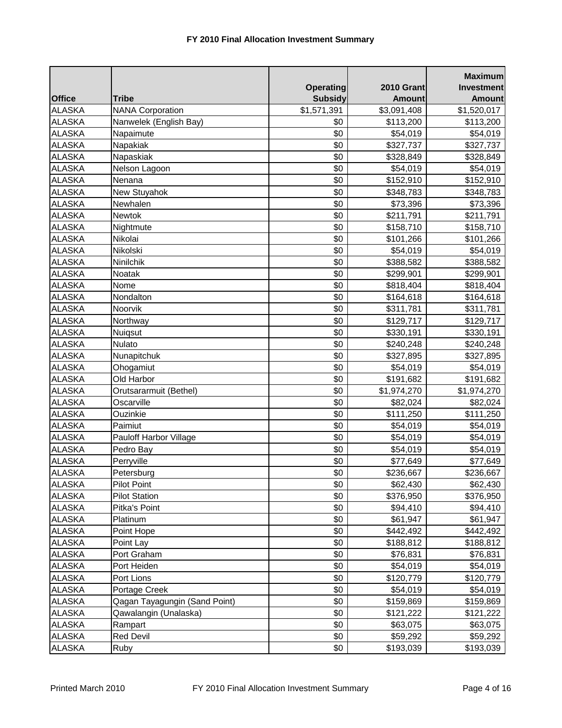# FY 2010 Final Allocation Investment Summary

| Office | Tribe | Operating Subsidy | 2010 Grant Amount | Maximum Investment Amount |
|---|---|---|---|---|
| ALASKA | NANA Corporation | $1,571,391 | $3,091,408 | $1,520,017 |
| ALASKA | Nanwelek (English Bay) | $0 | $113,200 | $113,200 |
| ALASKA | Napaimute | $0 | $54,019 | $54,019 |
| ALASKA | Napakiak | $0 | $327,737 | $327,737 |
| ALASKA | Napaskiak | $0 | $328,849 | $328,849 |
| ALASKA | Nelson Lagoon | $0 | $54,019 | $54,019 |
| ALASKA | Nenana | $0 | $152,910 | $152,910 |
| ALASKA | New Stuyahok | $0 | $348,783 | $348,783 |
| ALASKA | Newhalen | $0 | $73,396 | $73,396 |
| ALASKA | Newtok | $0 | $211,791 | $211,791 |
| ALASKA | Nightmute | $0 | $158,710 | $158,710 |
| ALASKA | Nikolai | $0 | $101,266 | $101,266 |
| ALASKA | Nikolski | $0 | $54,019 | $54,019 |
| ALASKA | Ninilchik | $0 | $388,582 | $388,582 |
| ALASKA | Noatak | $0 | $299,901 | $299,901 |
| ALASKA | Nome | $0 | $818,404 | $818,404 |
| ALASKA | Nondalton | $0 | $164,618 | $164,618 |
| ALASKA | Noorvik | $0 | $311,781 | $311,781 |
| ALASKA | Northway | $0 | $129,717 | $129,717 |
| ALASKA | Nuiqsut | $0 | $330,191 | $330,191 |
| ALASKA | Nulato | $0 | $240,248 | $240,248 |
| ALASKA | Nunapitchuk | $0 | $327,895 | $327,895 |
| ALASKA | Ohogamiut | $0 | $54,019 | $54,019 |
| ALASKA | Old Harbor | $0 | $191,682 | $191,682 |
| ALASKA | Orutsararmuit (Bethel) | $0 | $1,974,270 | $1,974,270 |
| ALASKA | Oscarville | $0 | $82,024 | $82,024 |
| ALASKA | Ouzinkie | $0 | $111,250 | $111,250 |
| ALASKA | Paimiut | $0 | $54,019 | $54,019 |
| ALASKA | Pauloff Harbor Village | $0 | $54,019 | $54,019 |
| ALASKA | Pedro Bay | $0 | $54,019 | $54,019 |
| ALASKA | Perryville | $0 | $77,649 | $77,649 |
| ALASKA | Petersburg | $0 | $236,667 | $236,667 |
| ALASKA | Pilot Point | $0 | $62,430 | $62,430 |
| ALASKA | Pilot Station | $0 | $376,950 | $376,950 |
| ALASKA | Pitka's Point | $0 | $94,410 | $94,410 |
| ALASKA | Platinum | $0 | $61,947 | $61,947 |
| ALASKA | Point Hope | $0 | $442,492 | $442,492 |
| ALASKA | Point Lay | $0 | $188,812 | $188,812 |
| ALASKA | Port Graham | $0 | $76,831 | $76,831 |
| ALASKA | Port Heiden | $0 | $54,019 | $54,019 |
| ALASKA | Port Lions | $0 | $120,779 | $120,779 |
| ALASKA | Portage Creek | $0 | $54,019 | $54,019 |
| ALASKA | Qagan Tayagungin (Sand Point) | $0 | $159,869 | $159,869 |
| ALASKA | Qawalangin (Unalaska) | $0 | $121,222 | $121,222 |
| ALASKA | Rampart | $0 | $63,075 | $63,075 |
| ALASKA | Red Devil | $0 | $59,292 | $59,292 |
| ALASKA | Ruby | $0 | $193,039 | $193,039 |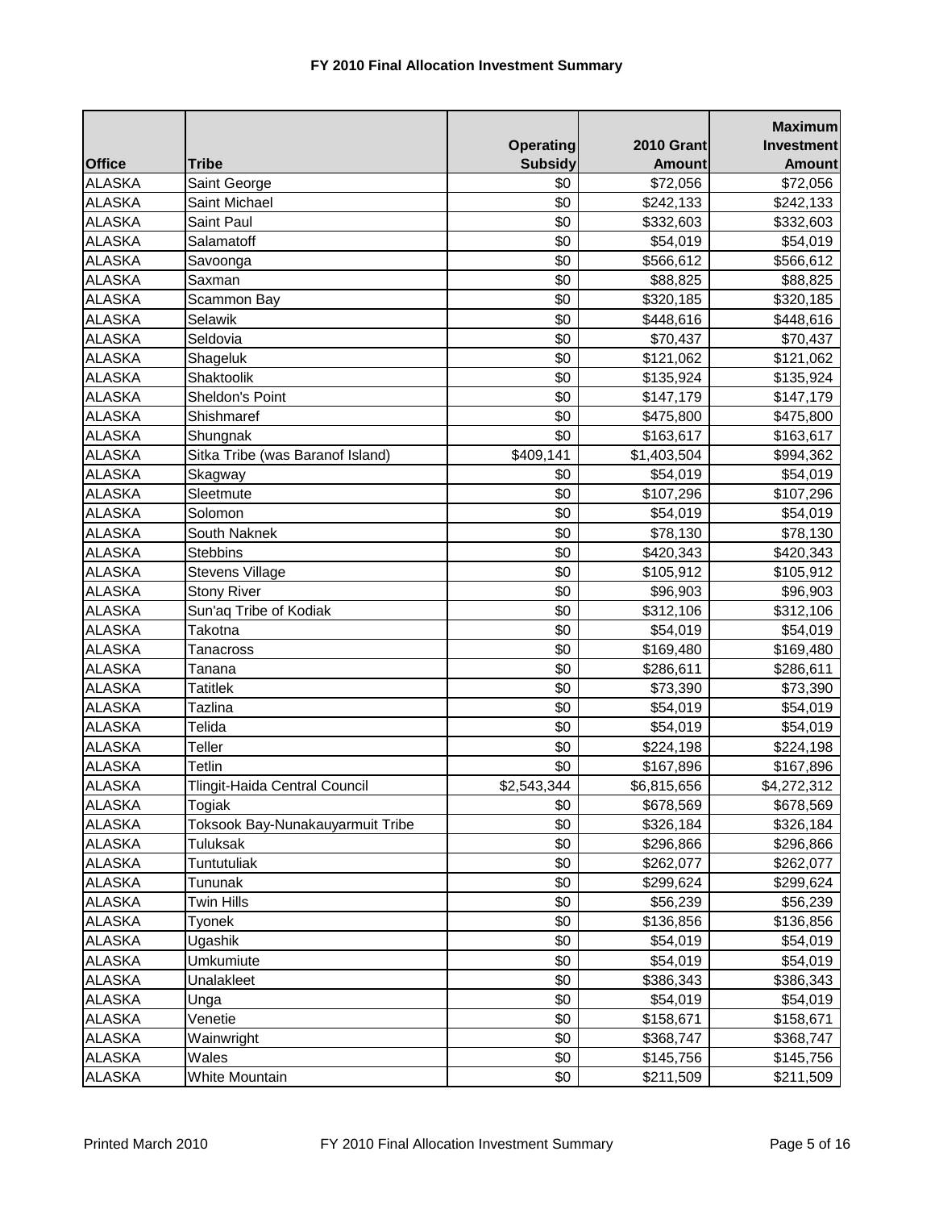# FY 2010 Final Allocation Investment Summary

| Office | Tribe | Operating Subsidy | 2010 Grant Amount | Maximum Investment Amount |
|---|---|---|---|---|
| ALASKA | Saint George | $0 | $72,056 | $72,056 |
| ALASKA | Saint Michael | $0 | $242,133 | $242,133 |
| ALASKA | Saint Paul | $0 | $332,603 | $332,603 |
| ALASKA | Salamatoff | $0 | $54,019 | $54,019 |
| ALASKA | Savoonga | $0 | $566,612 | $566,612 |
| ALASKA | Saxman | $0 | $88,825 | $88,825 |
| ALASKA | Scammon Bay | $0 | $320,185 | $320,185 |
| ALASKA | Selawik | $0 | $448,616 | $448,616 |
| ALASKA | Seldovia | $0 | $70,437 | $70,437 |
| ALASKA | Shageluk | $0 | $121,062 | $121,062 |
| ALASKA | Shaktoolik | $0 | $135,924 | $135,924 |
| ALASKA | Sheldon's Point | $0 | $147,179 | $147,179 |
| ALASKA | Shishmaref | $0 | $475,800 | $475,800 |
| ALASKA | Shungnak | $0 | $163,617 | $163,617 |
| ALASKA | Sitka Tribe (was Baranof Island) | $409,141 | $1,403,504 | $994,362 |
| ALASKA | Skagway | $0 | $54,019 | $54,019 |
| ALASKA | Sleetmute | $0 | $107,296 | $107,296 |
| ALASKA | Solomon | $0 | $54,019 | $54,019 |
| ALASKA | South Naknek | $0 | $78,130 | $78,130 |
| ALASKA | Stebbins | $0 | $420,343 | $420,343 |
| ALASKA | Stevens Village | $0 | $105,912 | $105,912 |
| ALASKA | Stony River | $0 | $96,903 | $96,903 |
| ALASKA | Sun'aq Tribe of Kodiak | $0 | $312,106 | $312,106 |
| ALASKA | Takotna | $0 | $54,019 | $54,019 |
| ALASKA | Tanacross | $0 | $169,480 | $169,480 |
| ALASKA | Tanana | $0 | $286,611 | $286,611 |
| ALASKA | Tatitlek | $0 | $73,390 | $73,390 |
| ALASKA | Tazlina | $0 | $54,019 | $54,019 |
| ALASKA | Telida | $0 | $54,019 | $54,019 |
| ALASKA | Teller | $0 | $224,198 | $224,198 |
| ALASKA | Tetlin | $0 | $167,896 | $167,896 |
| ALASKA | Tlingit-Haida Central Council | $2,543,344 | $6,815,656 | $4,272,312 |
| ALASKA | Togiak | $0 | $678,569 | $678,569 |
| ALASKA | Toksook Bay-Nunakauyarmuit Tribe | $0 | $326,184 | $326,184 |
| ALASKA | Tuluksak | $0 | $296,866 | $296,866 |
| ALASKA | Tuntutuliak | $0 | $262,077 | $262,077 |
| ALASKA | Tununak | $0 | $299,624 | $299,624 |
| ALASKA | Twin Hills | $0 | $56,239 | $56,239 |
| ALASKA | Tyonek | $0 | $136,856 | $136,856 |
| ALASKA | Ugashik | $0 | $54,019 | $54,019 |
| ALASKA | Umkumiute | $0 | $54,019 | $54,019 |
| ALASKA | Unalakleet | $0 | $386,343 | $386,343 |
| ALASKA | Unga | $0 | $54,019 | $54,019 |
| ALASKA | Venetie | $0 | $158,671 | $158,671 |
| ALASKA | Wainwright | $0 | $368,747 | $368,747 |
| ALASKA | Wales | $0 | $145,756 | $145,756 |
| ALASKA | White Mountain | $0 | $211,509 | $211,509 |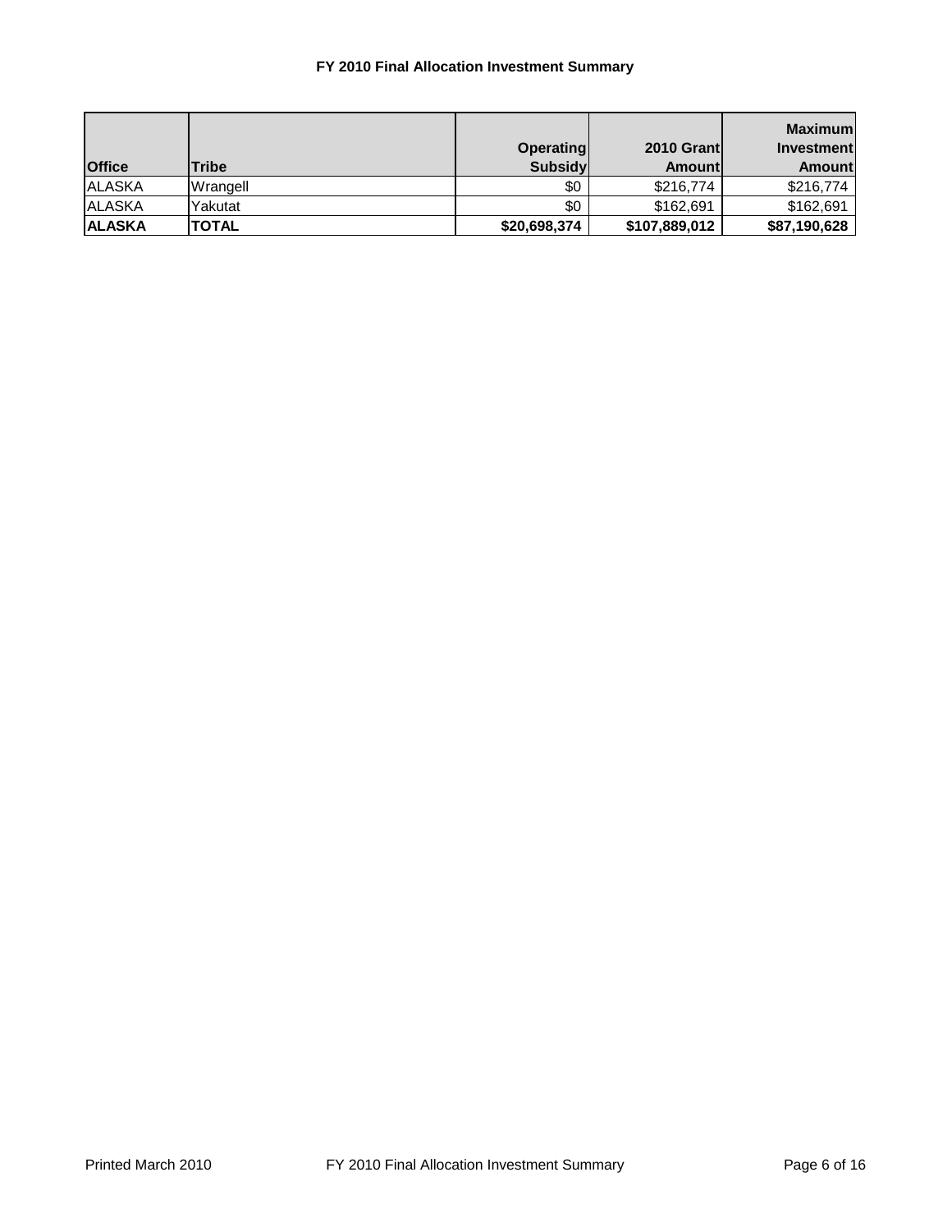### FY 2010 Final Allocation Investment Summary

| Office | Tribe | Operating Subsidy | 2010 Grant Amount | Maximum Investment Amount |
|---|---|---|---|---|
| ALASKA | Wrangell | $0 | $216,774 | $216,774 |
| ALASKA | Yakutat | $0 | $162,691 | $162,691 |
| **ALASKA** | **TOTAL** | **$20,698,374** | **$107,889,012** | **$87,190,628** |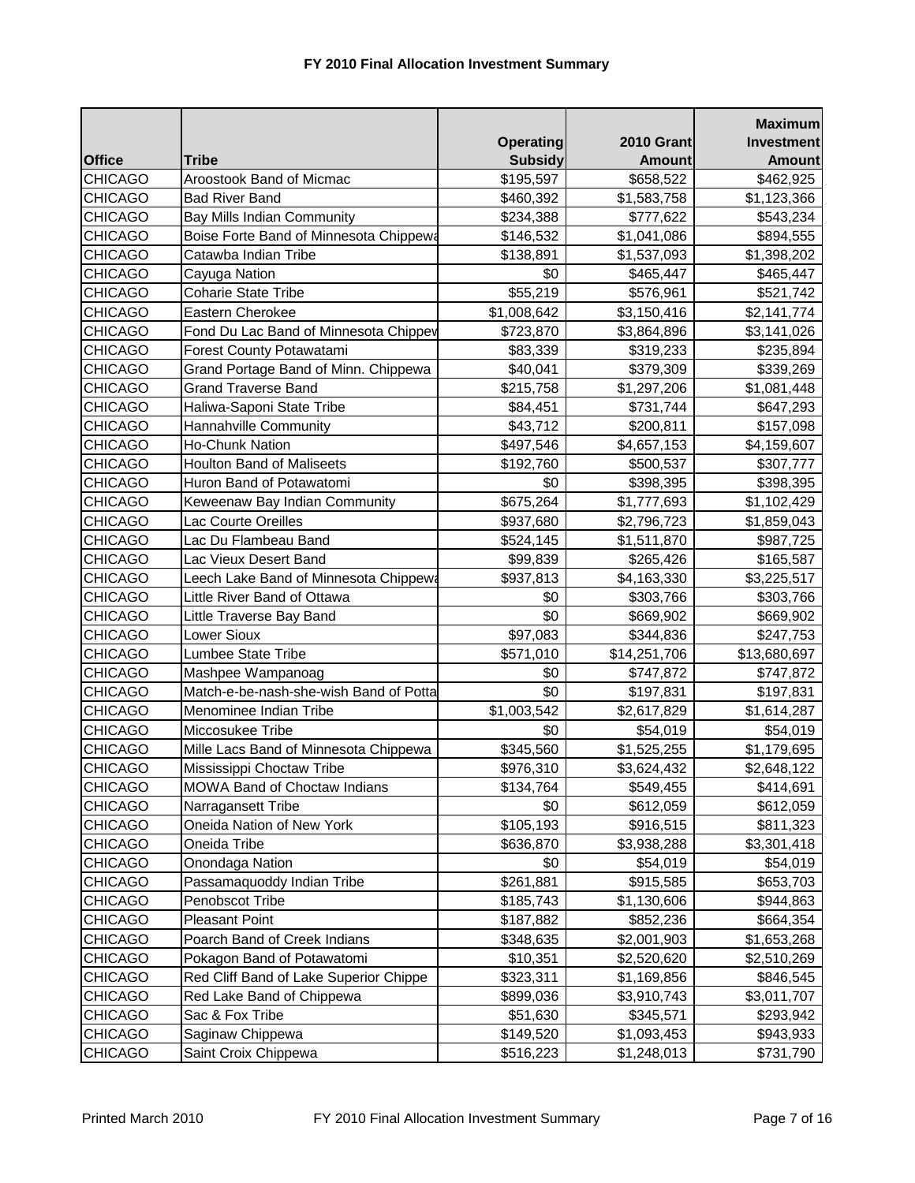# FY 2010 Final Allocation Investment Summary

| Office | Tribe | Operating Subsidy | 2010 Grant Amount | Maximum Investment Amount |
|---|---|---|---|---|
| CHICAGO | Aroostook Band of Micmac | $195,597 | $658,522 | $462,925 |
| CHICAGO | Bad River Band | $460,392 | $1,583,758 | $1,123,366 |
| CHICAGO | Bay Mills Indian Community | $234,388 | $777,622 | $543,234 |
| CHICAGO | Boise Forte Band of Minnesota Chippewa | $146,532 | $1,041,086 | $894,555 |
| CHICAGO | Catawba Indian Tribe | $138,891 | $1,537,093 | $1,398,202 |
| CHICAGO | Cayuga Nation | $0 | $465,447 | $465,447 |
| CHICAGO | Coharie State Tribe | $55,219 | $576,961 | $521,742 |
| CHICAGO | Eastern Cherokee | $1,008,642 | $3,150,416 | $2,141,774 |
| CHICAGO | Fond Du Lac Band of Minnesota Chippev | $723,870 | $3,864,896 | $3,141,026 |
| CHICAGO | Forest County Potawatami | $83,339 | $319,233 | $235,894 |
| CHICAGO | Grand Portage Band of Minn. Chippewa | $40,041 | $379,309 | $339,269 |
| CHICAGO | Grand Traverse Band | $215,758 | $1,297,206 | $1,081,448 |
| CHICAGO | Haliwa-Saponi State Tribe | $84,451 | $731,744 | $647,293 |
| CHICAGO | Hannahville Community | $43,712 | $200,811 | $157,098 |
| CHICAGO | Ho-Chunk Nation | $497,546 | $4,657,153 | $4,159,607 |
| CHICAGO | Houlton Band of Maliseets | $192,760 | $500,537 | $307,777 |
| CHICAGO | Huron Band of Potawatomi | $0 | $398,395 | $398,395 |
| CHICAGO | Keweenaw Bay Indian Community | $675,264 | $1,777,693 | $1,102,429 |
| CHICAGO | Lac Courte Oreilles | $937,680 | $2,796,723 | $1,859,043 |
| CHICAGO | Lac Du Flambeau Band | $524,145 | $1,511,870 | $987,725 |
| CHICAGO | Lac Vieux Desert Band | $99,839 | $265,426 | $165,587 |
| CHICAGO | Leech Lake Band of Minnesota Chippewa | $937,813 | $4,163,330 | $3,225,517 |
| CHICAGO | Little River Band of Ottawa | $0 | $303,766 | $303,766 |
| CHICAGO | Little Traverse Bay Band | $0 | $669,902 | $669,902 |
| CHICAGO | Lower Sioux | $97,083 | $344,836 | $247,753 |
| CHICAGO | Lumbee State Tribe | $571,010 | $14,251,706 | $13,680,697 |
| CHICAGO | Mashpee Wampanoag | $0 | $747,872 | $747,872 |
| CHICAGO | Match-e-be-nash-she-wish Band of Potta | $0 | $197,831 | $197,831 |
| CHICAGO | Menominee Indian Tribe | $1,003,542 | $2,617,829 | $1,614,287 |
| CHICAGO | Miccosukee Tribe | $0 | $54,019 | $54,019 |
| CHICAGO | Mille Lacs Band of Minnesota Chippewa | $345,560 | $1,525,255 | $1,179,695 |
| CHICAGO | Mississippi Choctaw Tribe | $976,310 | $3,624,432 | $2,648,122 |
| CHICAGO | MOWA Band of Choctaw Indians | $134,764 | $549,455 | $414,691 |
| CHICAGO | Narragansett Tribe | $0 | $612,059 | $612,059 |
| CHICAGO | Oneida Nation of New York | $105,193 | $916,515 | $811,323 |
| CHICAGO | Oneida Tribe | $636,870 | $3,938,288 | $3,301,418 |
| CHICAGO | Onondaga Nation | $0 | $54,019 | $54,019 |
| CHICAGO | Passamaquoddy Indian Tribe | $261,881 | $915,585 | $653,703 |
| CHICAGO | Penobscot Tribe | $185,743 | $1,130,606 | $944,863 |
| CHICAGO | Pleasant Point | $187,882 | $852,236 | $664,354 |
| CHICAGO | Poarch Band of Creek Indians | $348,635 | $2,001,903 | $1,653,268 |
| CHICAGO | Pokagon Band of Potawatomi | $10,351 | $2,520,620 | $2,510,269 |
| CHICAGO | Red Cliff Band of Lake Superior Chippe | $323,311 | $1,169,856 | $846,545 |
| CHICAGO | Red Lake Band of Chippewa | $899,036 | $3,910,743 | $3,011,707 |
| CHICAGO | Sac & Fox Tribe | $51,630 | $345,571 | $293,942 |
| CHICAGO | Saginaw Chippewa | $149,520 | $1,093,453 | $943,933 |
| CHICAGO | Saint Croix Chippewa | $516,223 | $1,248,013 | $731,790 |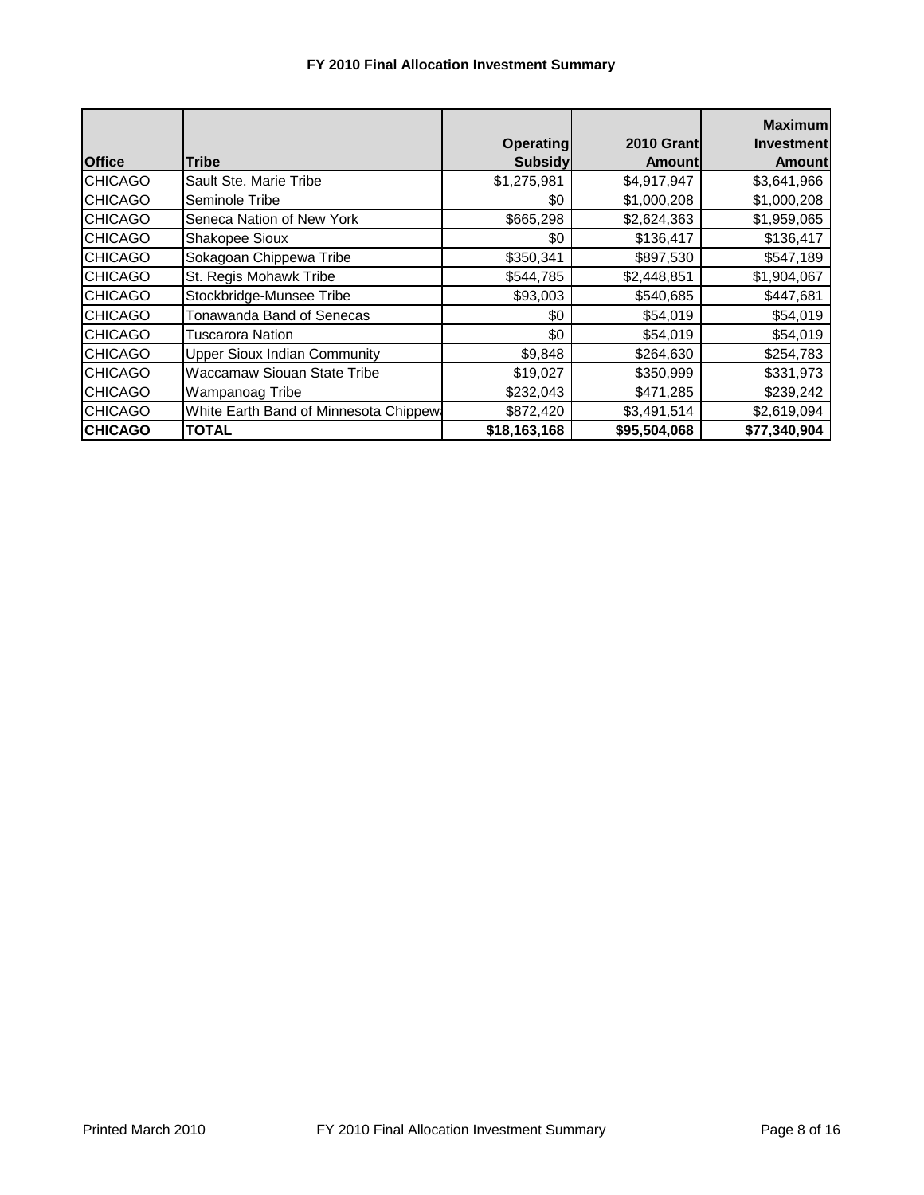### FY 2010 Final Allocation Investment Summary

| Office | Tribe | Operating Subsidy | 2010 Grant Amount | Maximum Investment Amount |
|---|---|---|---|---|
| CHICAGO | Sault Ste. Marie Tribe | $1,275,981 | $4,917,947 | $3,641,966 |
| CHICAGO | Seminole Tribe | $0 | $1,000,208 | $1,000,208 |
| CHICAGO | Seneca Nation of New York | $665,298 | $2,624,363 | $1,959,065 |
| CHICAGO | Shakopee Sioux | $0 | $136,417 | $136,417 |
| CHICAGO | Sokagoan Chippewa Tribe | $350,341 | $897,530 | $547,189 |
| CHICAGO | St. Regis Mohawk Tribe | $544,785 | $2,448,851 | $1,904,067 |
| CHICAGO | Stockbridge-Munsee Tribe | $93,003 | $540,685 | $447,681 |
| CHICAGO | Tonawanda Band of Senecas | $0 | $54,019 | $54,019 |
| CHICAGO | Tuscarora Nation | $0 | $54,019 | $54,019 |
| CHICAGO | Upper Sioux Indian Community | $9,848 | $264,630 | $254,783 |
| CHICAGO | Waccamaw Siouan State Tribe | $19,027 | $350,999 | $331,973 |
| CHICAGO | Wampanoag Tribe | $232,043 | $471,285 | $239,242 |
| CHICAGO | White Earth Band of Minnesota Chippew | $872,420 | $3,491,514 | $2,619,094 |
| **CHICAGO** | **TOTAL** | **$18,163,168** | **$95,504,068** | **$77,340,904** |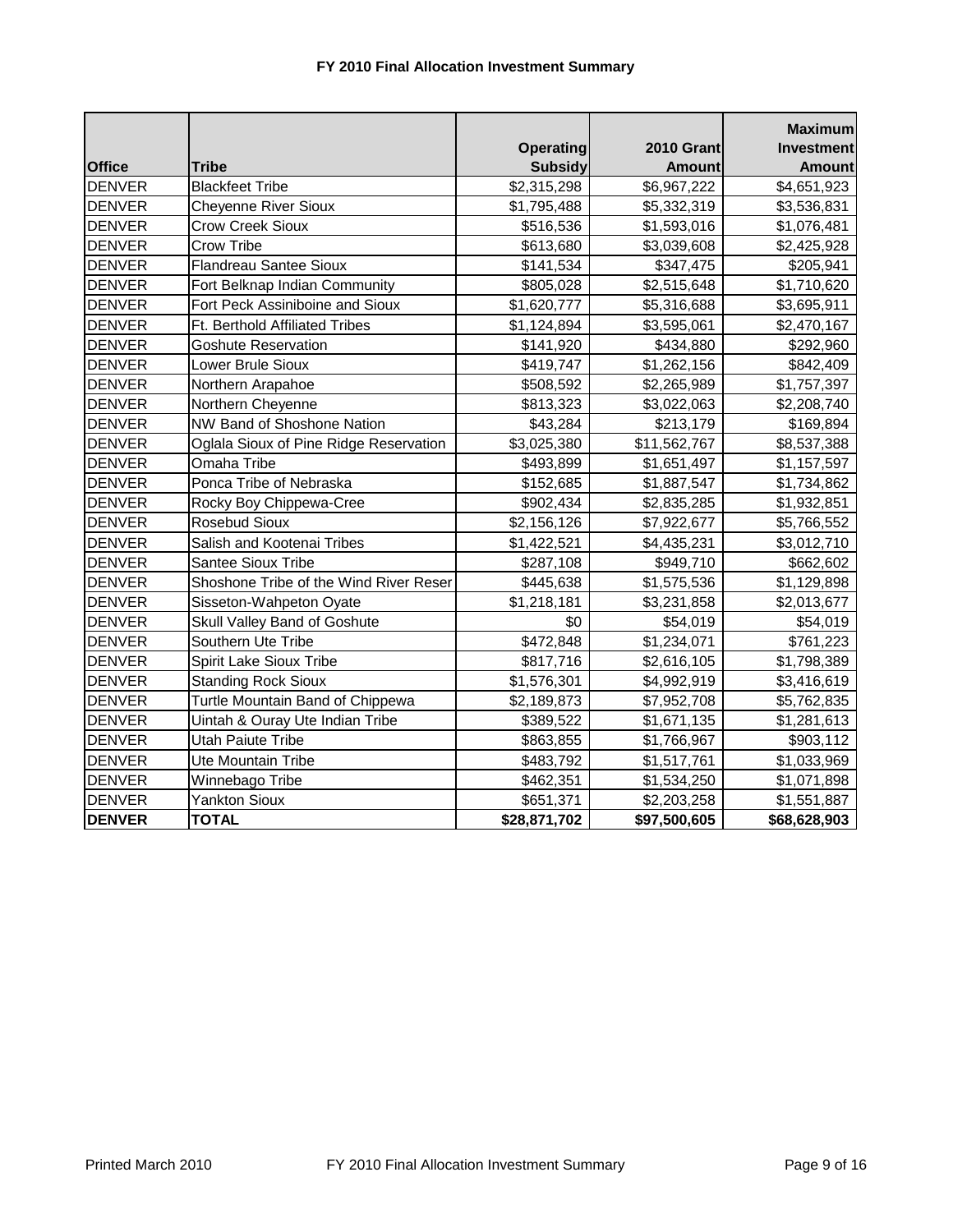### FY 2010 Final Allocation Investment Summary

| Office | Tribe | Operating Subsidy | 2010 Grant Amount | Maximum Investment Amount |
|---|---|---|---|---|
| DENVER | Blackfeet Tribe | $2,315,298 | $6,967,222 | $4,651,923 |
| DENVER | Cheyenne River Sioux | $1,795,488 | $5,332,319 | $3,536,831 |
| DENVER | Crow Creek Sioux | $516,536 | $1,593,016 | $1,076,481 |
| DENVER | Crow Tribe | $613,680 | $3,039,608 | $2,425,928 |
| DENVER | Flandreau Santee Sioux | $141,534 | $347,475 | $205,941 |
| DENVER | Fort Belknap Indian Community | $805,028 | $2,515,648 | $1,710,620 |
| DENVER | Fort Peck Assiniboine and Sioux | $1,620,777 | $5,316,688 | $3,695,911 |
| DENVER | Ft. Berthold Affiliated Tribes | $1,124,894 | $3,595,061 | $2,470,167 |
| DENVER | Goshute Reservation | $141,920 | $434,880 | $292,960 |
| DENVER | Lower Brule Sioux | $419,747 | $1,262,156 | $842,409 |
| DENVER | Northern Arapahoe | $508,592 | $2,265,989 | $1,757,397 |
| DENVER | Northern Cheyenne | $813,323 | $3,022,063 | $2,208,740 |
| DENVER | NW Band of Shoshone Nation | $43,284 | $213,179 | $169,894 |
| DENVER | Oglala Sioux of Pine Ridge Reservation | $3,025,380 | $11,562,767 | $8,537,388 |
| DENVER | Omaha Tribe | $493,899 | $1,651,497 | $1,157,597 |
| DENVER | Ponca Tribe of Nebraska | $152,685 | $1,887,547 | $1,734,862 |
| DENVER | Rocky Boy Chippewa-Cree | $902,434 | $2,835,285 | $1,932,851 |
| DENVER | Rosebud Sioux | $2,156,126 | $7,922,677 | $5,766,552 |
| DENVER | Salish and Kootenai Tribes | $1,422,521 | $4,435,231 | $3,012,710 |
| DENVER | Santee Sioux Tribe | $287,108 | $949,710 | $662,602 |
| DENVER | Shoshone Tribe of the Wind River Reser | $445,638 | $1,575,536 | $1,129,898 |
| DENVER | Sisseton-Wahpeton Oyate | $1,218,181 | $3,231,858 | $2,013,677 |
| DENVER | Skull Valley Band of Goshute | $0 | $54,019 | $54,019 |
| DENVER | Southern Ute Tribe | $472,848 | $1,234,071 | $761,223 |
| DENVER | Spirit Lake Sioux Tribe | $817,716 | $2,616,105 | $1,798,389 |
| DENVER | Standing Rock Sioux | $1,576,301 | $4,992,919 | $3,416,619 |
| DENVER | Turtle Mountain Band of Chippewa | $2,189,873 | $7,952,708 | $5,762,835 |
| DENVER | Uintah & Ouray Ute Indian Tribe | $389,522 | $1,671,135 | $1,281,613 |
| DENVER | Utah Paiute Tribe | $863,855 | $1,766,967 | $903,112 |
| DENVER | Ute Mountain Tribe | $483,792 | $1,517,761 | $1,033,969 |
| DENVER | Winnebago Tribe | $462,351 | $1,534,250 | $1,071,898 |
| DENVER | Yankton Sioux | $651,371 | $2,203,258 | $1,551,887 |
| **DENVER** | **TOTAL** | **$28,871,702** | **$97,500,605** | **$68,628,903** |

Printed March 2010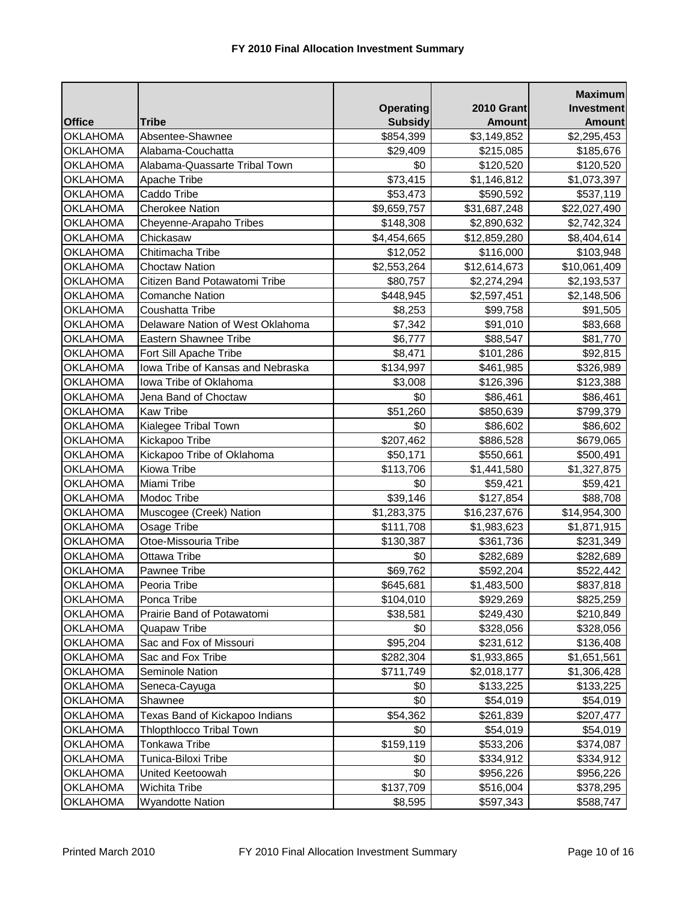## FY 2010 Final Allocation Investment Summary

| Office | Tribe | Operating Subsidy | 2010 Grant Amount | Maximum Investment Amount |
|---|---|---|---|---|
| OKLAHOMA | Absentee-Shawnee | $854,399 | $3,149,852 | $2,295,453 |
| OKLAHOMA | Alabama-Couchatta | $29,409 | $215,085 | $185,676 |
| OKLAHOMA | Alabama-Quassarte Tribal Town | $0 | $120,520 | $120,520 |
| OKLAHOMA | Apache Tribe | $73,415 | $1,146,812 | $1,073,397 |
| OKLAHOMA | Caddo Tribe | $53,473 | $590,592 | $537,119 |
| OKLAHOMA | Cherokee Nation | $9,659,757 | $31,687,248 | $22,027,490 |
| OKLAHOMA | Cheyenne-Arapaho Tribes | $148,308 | $2,890,632 | $2,742,324 |
| OKLAHOMA | Chickasaw | $4,454,665 | $12,859,280 | $8,404,614 |
| OKLAHOMA | Chitimacha Tribe | $12,052 | $116,000 | $103,948 |
| OKLAHOMA | Choctaw Nation | $2,553,264 | $12,614,673 | $10,061,409 |
| OKLAHOMA | Citizen Band Potawatomi Tribe | $80,757 | $2,274,294 | $2,193,537 |
| OKLAHOMA | Comanche Nation | $448,945 | $2,597,451 | $2,148,506 |
| OKLAHOMA | Coushatta Tribe | $8,253 | $99,758 | $91,505 |
| OKLAHOMA | Delaware Nation of West Oklahoma | $7,342 | $91,010 | $83,668 |
| OKLAHOMA | Eastern Shawnee Tribe | $6,777 | $88,547 | $81,770 |
| OKLAHOMA | Fort Sill Apache Tribe | $8,471 | $101,286 | $92,815 |
| OKLAHOMA | Iowa Tribe of Kansas and Nebraska | $134,997 | $461,985 | $326,989 |
| OKLAHOMA | Iowa Tribe of Oklahoma | $3,008 | $126,396 | $123,388 |
| OKLAHOMA | Jena Band of Choctaw | $0 | $86,461 | $86,461 |
| OKLAHOMA | Kaw Tribe | $51,260 | $850,639 | $799,379 |
| OKLAHOMA | Kialegee Tribal Town | $0 | $86,602 | $86,602 |
| OKLAHOMA | Kickapoo Tribe | $207,462 | $886,528 | $679,065 |
| OKLAHOMA | Kickapoo Tribe of Oklahoma | $50,171 | $550,661 | $500,491 |
| OKLAHOMA | Kiowa Tribe | $113,706 | $1,441,580 | $1,327,875 |
| OKLAHOMA | Miami Tribe | $0 | $59,421 | $59,421 |
| OKLAHOMA | Modoc Tribe | $39,146 | $127,854 | $88,708 |
| OKLAHOMA | Muscogee (Creek) Nation | $1,283,375 | $16,237,676 | $14,954,300 |
| OKLAHOMA | Osage Tribe | $111,708 | $1,983,623 | $1,871,915 |
| OKLAHOMA | Otoe-Missouria Tribe | $130,387 | $361,736 | $231,349 |
| OKLAHOMA | Ottawa Tribe | $0 | $282,689 | $282,689 |
| OKLAHOMA | Pawnee Tribe | $69,762 | $592,204 | $522,442 |
| OKLAHOMA | Peoria Tribe | $645,681 | $1,483,500 | $837,818 |
| OKLAHOMA | Ponca Tribe | $104,010 | $929,269 | $825,259 |
| OKLAHOMA | Prairie Band of Potawatomi | $38,581 | $249,430 | $210,849 |
| OKLAHOMA | Quapaw Tribe | $0 | $328,056 | $328,056 |
| OKLAHOMA | Sac and Fox of Missouri | $95,204 | $231,612 | $136,408 |
| OKLAHOMA | Sac and Fox Tribe | $282,304 | $1,933,865 | $1,651,561 |
| OKLAHOMA | Seminole Nation | $711,749 | $2,018,177 | $1,306,428 |
| OKLAHOMA | Seneca-Cayuga | $0 | $133,225 | $133,225 |
| OKLAHOMA | Shawnee | $0 | $54,019 | $54,019 |
| OKLAHOMA | Texas Band of Kickapoo Indians | $54,362 | $261,839 | $207,477 |
| OKLAHOMA | Thlopthlocco Tribal Town | $0 | $54,019 | $54,019 |
| OKLAHOMA | Tonkawa Tribe | $159,119 | $533,206 | $374,087 |
| OKLAHOMA | Tunica-Biloxi Tribe | $0 | $334,912 | $334,912 |
| OKLAHOMA | United Keetoowah | $0 | $956,226 | $956,226 |
| OKLAHOMA | Wichita Tribe | $137,709 | $516,004 | $378,295 |
| OKLAHOMA | Wyandotte Nation | $8,595 | $597,343 | $588,747 |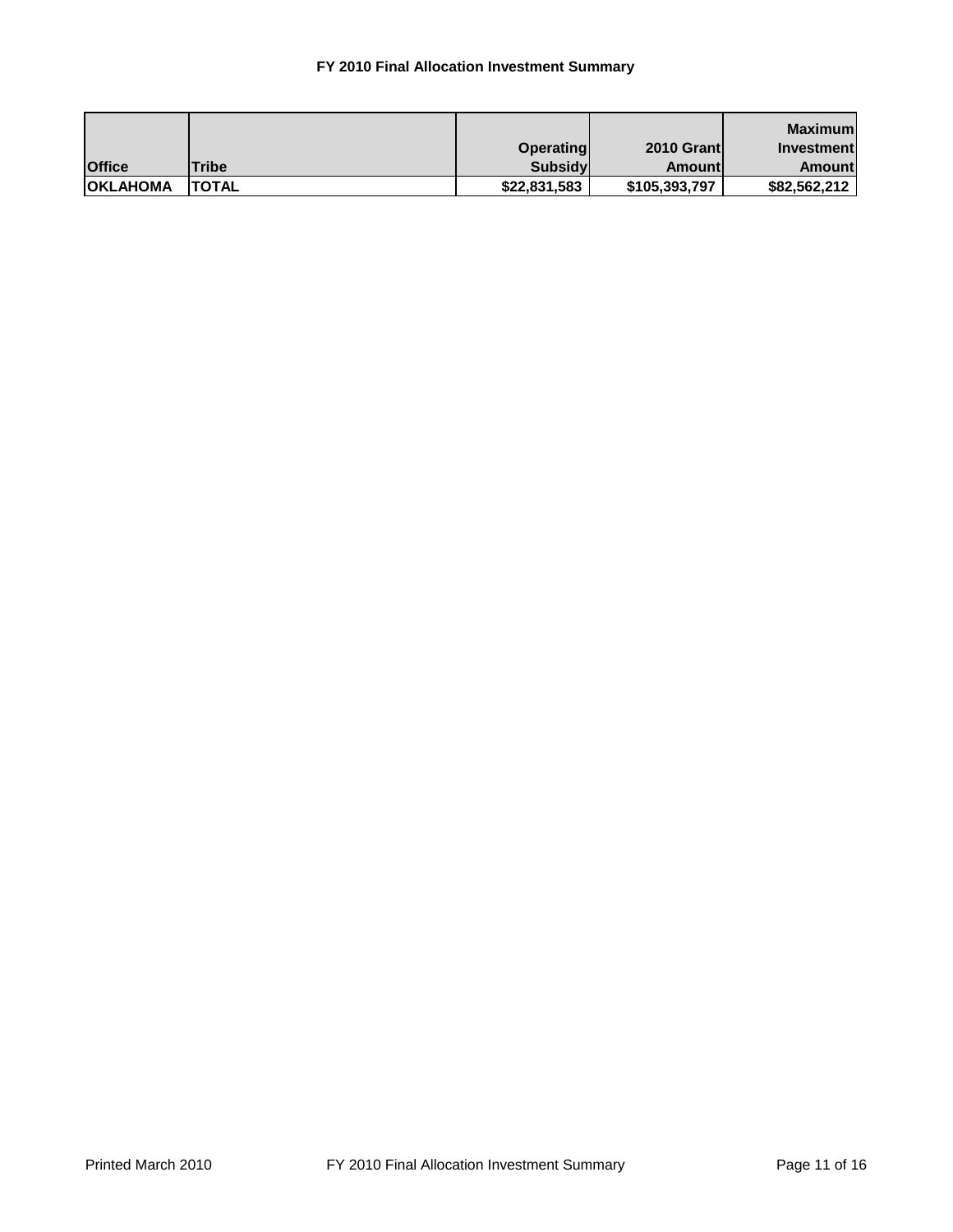**FY 2010 Final Allocation Investment Summary**

| Office | Tribe | Operating Subsidy | 2010 Grant Amount | Maximum Investment Amount |
|---|---|---|---|---|
| **OKLAHOMA** | **TOTAL** | **$22,831,583** | **$105,393,797** | **$82,562,212** |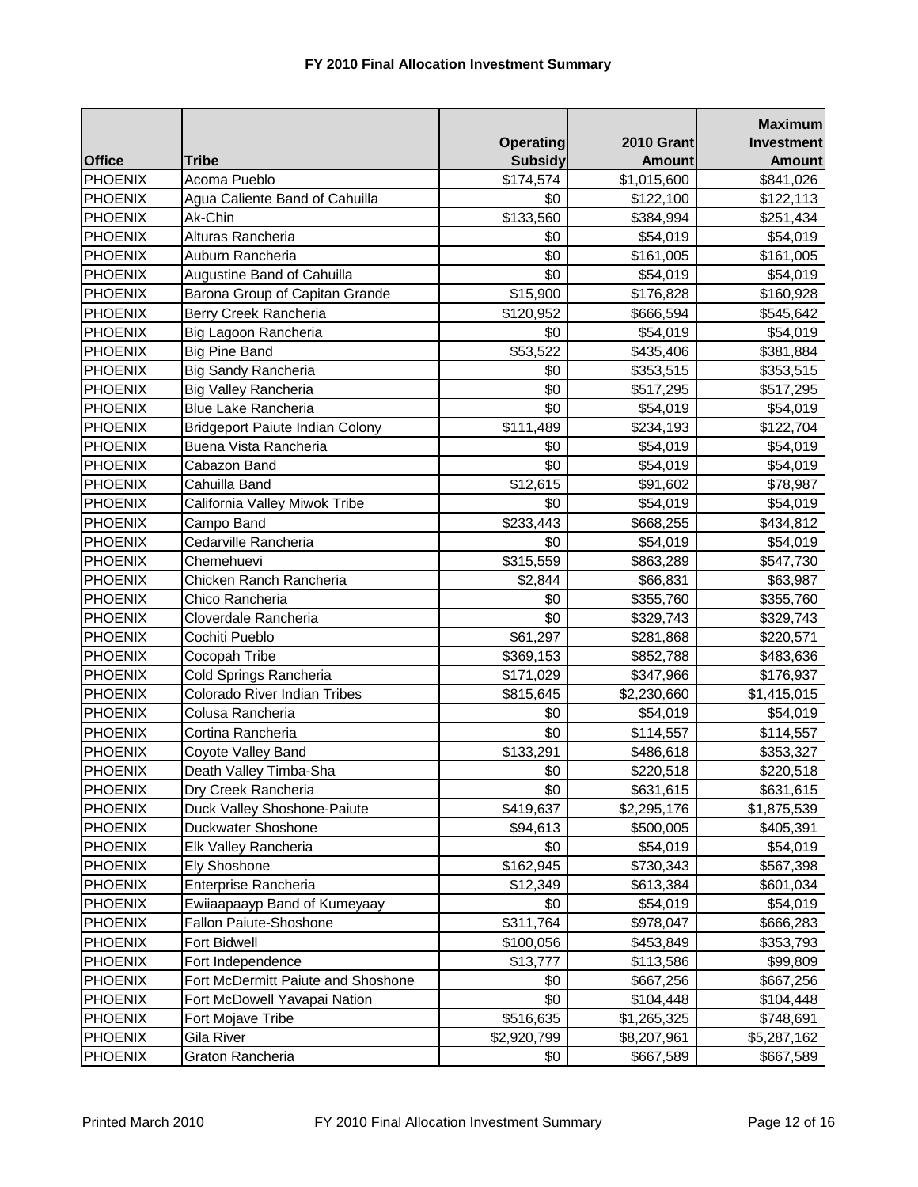# FY 2010 Final Allocation Investment Summary

| Office | Tribe | Operating Subsidy | 2010 Grant Amount | Maximum Investment Amount |
|---|---|---|---|---|
| PHOENIX | Acoma Pueblo | $174,574 | $1,015,600 | $841,026 |
| PHOENIX | Agua Caliente Band of Cahuilla | $0 | $122,100 | $122,113 |
| PHOENIX | Ak-Chin | $133,560 | $384,994 | $251,434 |
| PHOENIX | Alturas Rancheria | $0 | $54,019 | $54,019 |
| PHOENIX | Auburn Rancheria | $0 | $161,005 | $161,005 |
| PHOENIX | Augustine Band of Cahuilla | $0 | $54,019 | $54,019 |
| PHOENIX | Barona Group of Capitan Grande | $15,900 | $176,828 | $160,928 |
| PHOENIX | Berry Creek Rancheria | $120,952 | $666,594 | $545,642 |
| PHOENIX | Big Lagoon Rancheria | $0 | $54,019 | $54,019 |
| PHOENIX | Big Pine Band | $53,522 | $435,406 | $381,884 |
| PHOENIX | Big Sandy Rancheria | $0 | $353,515 | $353,515 |
| PHOENIX | Big Valley Rancheria | $0 | $517,295 | $517,295 |
| PHOENIX | Blue Lake Rancheria | $0 | $54,019 | $54,019 |
| PHOENIX | Bridgeport Paiute Indian Colony | $111,489 | $234,193 | $122,704 |
| PHOENIX | Buena Vista Rancheria | $0 | $54,019 | $54,019 |
| PHOENIX | Cabazon Band | $0 | $54,019 | $54,019 |
| PHOENIX | Cahuilla Band | $12,615 | $91,602 | $78,987 |
| PHOENIX | California Valley Miwok Tribe | $0 | $54,019 | $54,019 |
| PHOENIX | Campo Band | $233,443 | $668,255 | $434,812 |
| PHOENIX | Cedarville Rancheria | $0 | $54,019 | $54,019 |
| PHOENIX | Chemehuevi | $315,559 | $863,289 | $547,730 |
| PHOENIX | Chicken Ranch Rancheria | $2,844 | $66,831 | $63,987 |
| PHOENIX | Chico Rancheria | $0 | $355,760 | $355,760 |
| PHOENIX | Cloverdale Rancheria | $0 | $329,743 | $329,743 |
| PHOENIX | Cochiti Pueblo | $61,297 | $281,868 | $220,571 |
| PHOENIX | Cocopah Tribe | $369,153 | $852,788 | $483,636 |
| PHOENIX | Cold Springs Rancheria | $171,029 | $347,966 | $176,937 |
| PHOENIX | Colorado River Indian Tribes | $815,645 | $2,230,660 | $1,415,015 |
| PHOENIX | Colusa Rancheria | $0 | $54,019 | $54,019 |
| PHOENIX | Cortina Rancheria | $0 | $114,557 | $114,557 |
| PHOENIX | Coyote Valley Band | $133,291 | $486,618 | $353,327 |
| PHOENIX | Death Valley Timba-Sha | $0 | $220,518 | $220,518 |
| PHOENIX | Dry Creek Rancheria | $0 | $631,615 | $631,615 |
| PHOENIX | Duck Valley Shoshone-Paiute | $419,637 | $2,295,176 | $1,875,539 |
| PHOENIX | Duckwater Shoshone | $94,613 | $500,005 | $405,391 |
| PHOENIX | Elk Valley Rancheria | $0 | $54,019 | $54,019 |
| PHOENIX | Ely Shoshone | $162,945 | $730,343 | $567,398 |
| PHOENIX | Enterprise Rancheria | $12,349 | $613,384 | $601,034 |
| PHOENIX | Ewiiaapaayp Band of Kumeyaay | $0 | $54,019 | $54,019 |
| PHOENIX | Fallon Paiute-Shoshone | $311,764 | $978,047 | $666,283 |
| PHOENIX | Fort Bidwell | $100,056 | $453,849 | $353,793 |
| PHOENIX | Fort Independence | $13,777 | $113,586 | $99,809 |
| PHOENIX | Fort McDermitt Paiute and Shoshone | $0 | $667,256 | $667,256 |
| PHOENIX | Fort McDowell Yavapai Nation | $0 | $104,448 | $104,448 |
| PHOENIX | Fort Mojave Tribe | $516,635 | $1,265,325 | $748,691 |
| PHOENIX | Gila River | $2,920,799 | $8,207,961 | $5,287,162 |
| PHOENIX | Graton Rancheria | $0 | $667,589 | $667,589 |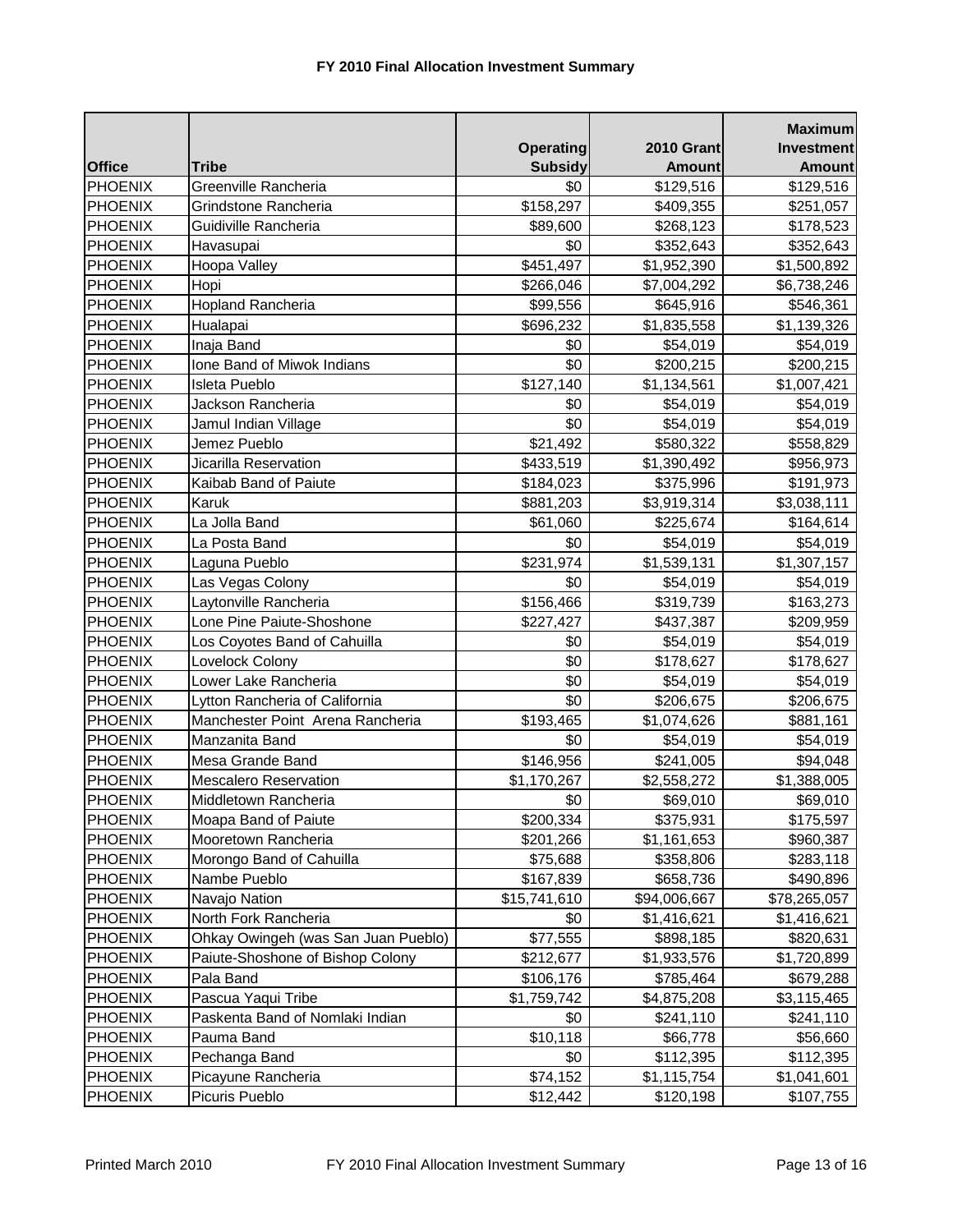# FY 2010 Final Allocation Investment Summary

| Office | Tribe | Operating Subsidy | 2010 Grant Amount | Maximum Investment Amount |
|---|---|---|---|---|
| PHOENIX | Greenville Rancheria | $0 | $129,516 | $129,516 |
| PHOENIX | Grindstone Rancheria | $158,297 | $409,355 | $251,057 |
| PHOENIX | Guidiville Rancheria | $89,600 | $268,123 | $178,523 |
| PHOENIX | Havasupai | $0 | $352,643 | $352,643 |
| PHOENIX | Hoopa Valley | $451,497 | $1,952,390 | $1,500,892 |
| PHOENIX | Hopi | $266,046 | $7,004,292 | $6,738,246 |
| PHOENIX | Hopland Rancheria | $99,556 | $645,916 | $546,361 |
| PHOENIX | Hualapai | $696,232 | $1,835,558 | $1,139,326 |
| PHOENIX | Inaja Band | $0 | $54,019 | $54,019 |
| PHOENIX | Ione Band of Miwok Indians | $0 | $200,215 | $200,215 |
| PHOENIX | Isleta Pueblo | $127,140 | $1,134,561 | $1,007,421 |
| PHOENIX | Jackson Rancheria | $0 | $54,019 | $54,019 |
| PHOENIX | Jamul Indian Village | $0 | $54,019 | $54,019 |
| PHOENIX | Jemez Pueblo | $21,492 | $580,322 | $558,829 |
| PHOENIX | Jicarilla Reservation | $433,519 | $1,390,492 | $956,973 |
| PHOENIX | Kaibab Band of Paiute | $184,023 | $375,996 | $191,973 |
| PHOENIX | Karuk | $881,203 | $3,919,314 | $3,038,111 |
| PHOENIX | La Jolla Band | $61,060 | $225,674 | $164,614 |
| PHOENIX | La Posta Band | $0 | $54,019 | $54,019 |
| PHOENIX | Laguna Pueblo | $231,974 | $1,539,131 | $1,307,157 |
| PHOENIX | Las Vegas Colony | $0 | $54,019 | $54,019 |
| PHOENIX | Laytonville Rancheria | $156,466 | $319,739 | $163,273 |
| PHOENIX | Lone Pine Paiute-Shoshone | $227,427 | $437,387 | $209,959 |
| PHOENIX | Los Coyotes Band of Cahuilla | $0 | $54,019 | $54,019 |
| PHOENIX | Lovelock Colony | $0 | $178,627 | $178,627 |
| PHOENIX | Lower Lake Rancheria | $0 | $54,019 | $54,019 |
| PHOENIX | Lytton Rancheria of California | $0 | $206,675 | $206,675 |
| PHOENIX | Manchester Point Arena Rancheria | $193,465 | $1,074,626 | $881,161 |
| PHOENIX | Manzanita Band | $0 | $54,019 | $54,019 |
| PHOENIX | Mesa Grande Band | $146,956 | $241,005 | $94,048 |
| PHOENIX | Mescalero Reservation | $1,170,267 | $2,558,272 | $1,388,005 |
| PHOENIX | Middletown Rancheria | $0 | $69,010 | $69,010 |
| PHOENIX | Moapa Band of Paiute | $200,334 | $375,931 | $175,597 |
| PHOENIX | Mooretown Rancheria | $201,266 | $1,161,653 | $960,387 |
| PHOENIX | Morongo Band of Cahuilla | $75,688 | $358,806 | $283,118 |
| PHOENIX | Nambe Pueblo | $167,839 | $658,736 | $490,896 |
| PHOENIX | Navajo Nation | $15,741,610 | $94,006,667 | $78,265,057 |
| PHOENIX | North Fork Rancheria | $0 | $1,416,621 | $1,416,621 |
| PHOENIX | Ohkay Owingeh (was San Juan Pueblo) | $77,555 | $898,185 | $820,631 |
| PHOENIX | Paiute-Shoshone of Bishop Colony | $212,677 | $1,933,576 | $1,720,899 |
| PHOENIX | Pala Band | $106,176 | $785,464 | $679,288 |
| PHOENIX | Pascua Yaqui Tribe | $1,759,742 | $4,875,208 | $3,115,465 |
| PHOENIX | Paskenta Band of Nomlaki Indian | $0 | $241,110 | $241,110 |
| PHOENIX | Pauma Band | $10,118 | $66,778 | $56,660 |
| PHOENIX | Pechanga Band | $0 | $112,395 | $112,395 |
| PHOENIX | Picayune Rancheria | $74,152 | $1,115,754 | $1,041,601 |
| PHOENIX | Picuris Pueblo | $12,442 | $120,198 | $107,755 |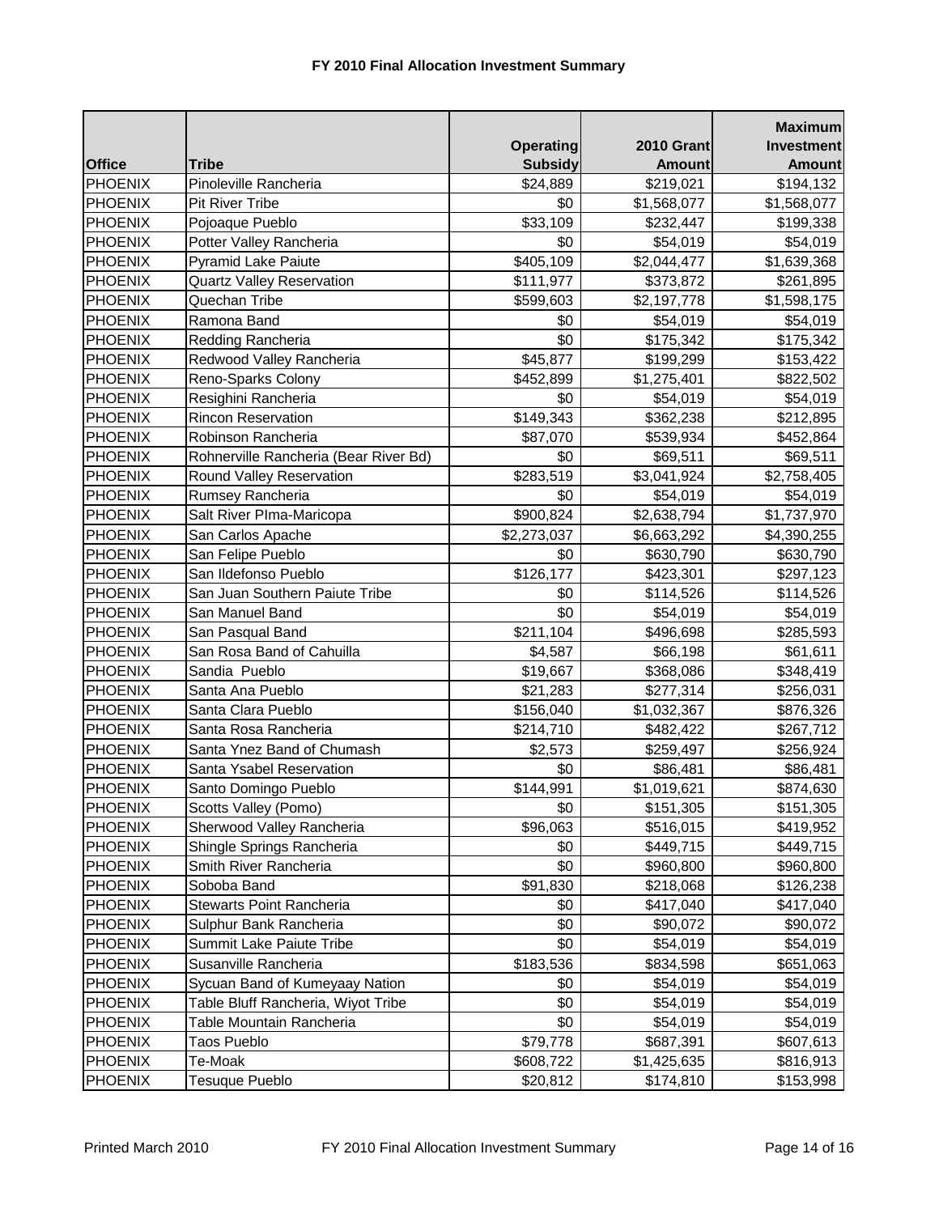# FY 2010 Final Allocation Investment Summary

| Office | Tribe | Operating Subsidy | 2010 Grant Amount | Maximum Investment Amount |
|---|---|---|---|---|
| PHOENIX | Pinoleville Rancheria | $24,889 | $219,021 | $194,132 |
| PHOENIX | Pit River Tribe | $0 | $1,568,077 | $1,568,077 |
| PHOENIX | Pojoaque Pueblo | $33,109 | $232,447 | $199,338 |
| PHOENIX | Potter Valley Rancheria | $0 | $54,019 | $54,019 |
| PHOENIX | Pyramid Lake Paiute | $405,109 | $2,044,477 | $1,639,368 |
| PHOENIX | Quartz Valley Reservation | $111,977 | $373,872 | $261,895 |
| PHOENIX | Quechan Tribe | $599,603 | $2,197,778 | $1,598,175 |
| PHOENIX | Ramona Band | $0 | $54,019 | $54,019 |
| PHOENIX | Redding Rancheria | $0 | $175,342 | $175,342 |
| PHOENIX | Redwood Valley Rancheria | $45,877 | $199,299 | $153,422 |
| PHOENIX | Reno-Sparks Colony | $452,899 | $1,275,401 | $822,502 |
| PHOENIX | Resighini Rancheria | $0 | $54,019 | $54,019 |
| PHOENIX | Rincon Reservation | $149,343 | $362,238 | $212,895 |
| PHOENIX | Robinson Rancheria | $87,070 | $539,934 | $452,864 |
| PHOENIX | Rohnerville Rancheria (Bear River Bd) | $0 | $69,511 | $69,511 |
| PHOENIX | Round Valley Reservation | $283,519 | $3,041,924 | $2,758,405 |
| PHOENIX | Rumsey Rancheria | $0 | $54,019 | $54,019 |
| PHOENIX | Salt River PIma-Maricopa | $900,824 | $2,638,794 | $1,737,970 |
| PHOENIX | San Carlos Apache | $2,273,037 | $6,663,292 | $4,390,255 |
| PHOENIX | San Felipe Pueblo | $0 | $630,790 | $630,790 |
| PHOENIX | San Ildefonso Pueblo | $126,177 | $423,301 | $297,123 |
| PHOENIX | San Juan Southern Paiute Tribe | $0 | $114,526 | $114,526 |
| PHOENIX | San Manuel Band | $0 | $54,019 | $54,019 |
| PHOENIX | San Pasqual Band | $211,104 | $496,698 | $285,593 |
| PHOENIX | San Rosa Band of Cahuilla | $4,587 | $66,198 | $61,611 |
| PHOENIX | Sandia Pueblo | $19,667 | $368,086 | $348,419 |
| PHOENIX | Santa Ana Pueblo | $21,283 | $277,314 | $256,031 |
| PHOENIX | Santa Clara Pueblo | $156,040 | $1,032,367 | $876,326 |
| PHOENIX | Santa Rosa Rancheria | $214,710 | $482,422 | $267,712 |
| PHOENIX | Santa Ynez Band of Chumash | $2,573 | $259,497 | $256,924 |
| PHOENIX | Santa Ysabel Reservation | $0 | $86,481 | $86,481 |
| PHOENIX | Santo Domingo Pueblo | $144,991 | $1,019,621 | $874,630 |
| PHOENIX | Scotts Valley (Pomo) | $0 | $151,305 | $151,305 |
| PHOENIX | Sherwood Valley Rancheria | $96,063 | $516,015 | $419,952 |
| PHOENIX | Shingle Springs Rancheria | $0 | $449,715 | $449,715 |
| PHOENIX | Smith River Rancheria | $0 | $960,800 | $960,800 |
| PHOENIX | Soboba Band | $91,830 | $218,068 | $126,238 |
| PHOENIX | Stewarts Point Rancheria | $0 | $417,040 | $417,040 |
| PHOENIX | Sulphur Bank Rancheria | $0 | $90,072 | $90,072 |
| PHOENIX | Summit Lake Paiute Tribe | $0 | $54,019 | $54,019 |
| PHOENIX | Susanville Rancheria | $183,536 | $834,598 | $651,063 |
| PHOENIX | Sycuan Band of Kumeyaay Nation | $0 | $54,019 | $54,019 |
| PHOENIX | Table Bluff Rancheria, Wiyot Tribe | $0 | $54,019 | $54,019 |
| PHOENIX | Table Mountain Rancheria | $0 | $54,019 | $54,019 |
| PHOENIX | Taos Pueblo | $79,778 | $687,391 | $607,613 |
| PHOENIX | Te-Moak | $608,722 | $1,425,635 | $816,913 |
| PHOENIX | Tesuque Pueblo | $20,812 | $174,810 | $153,998 |

Printed March 2010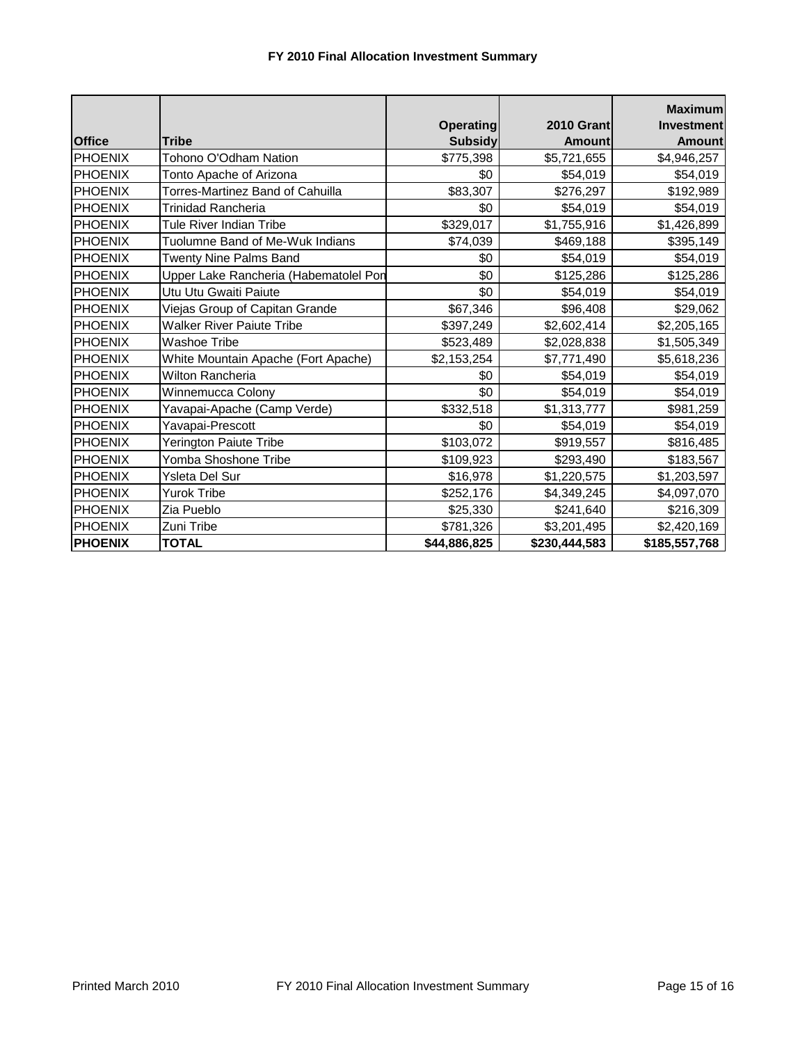# FY 2010 Final Allocation Investment Summary

| Office | Tribe | Operating Subsidy | 2010 Grant Amount | Maximum Investment Amount |
|---|---|---|---|---|
| PHOENIX | Tohono O'Odham Nation | $775,398 | $5,721,655 | $4,946,257 |
| PHOENIX | Tonto Apache of Arizona | $0 | $54,019 | $54,019 |
| PHOENIX | Torres-Martinez Band of Cahuilla | $83,307 | $276,297 | $192,989 |
| PHOENIX | Trinidad Rancheria | $0 | $54,019 | $54,019 |
| PHOENIX | Tule River Indian Tribe | $329,017 | $1,755,916 | $1,426,899 |
| PHOENIX | Tuolumne Band of Me-Wuk Indians | $74,039 | $469,188 | $395,149 |
| PHOENIX | Twenty Nine Palms Band | $0 | $54,019 | $54,019 |
| PHOENIX | Upper Lake Rancheria (Habematolel Pon | $0 | $125,286 | $125,286 |
| PHOENIX | Utu Utu Gwaiti Paiute | $0 | $54,019 | $54,019 |
| PHOENIX | Viejas Group of Capitan Grande | $67,346 | $96,408 | $29,062 |
| PHOENIX | Walker River Paiute Tribe | $397,249 | $2,602,414 | $2,205,165 |
| PHOENIX | Washoe Tribe | $523,489 | $2,028,838 | $1,505,349 |
| PHOENIX | White Mountain Apache (Fort Apache) | $2,153,254 | $7,771,490 | $5,618,236 |
| PHOENIX | Wilton Rancheria | $0 | $54,019 | $54,019 |
| PHOENIX | Winnemucca Colony | $0 | $54,019 | $54,019 |
| PHOENIX | Yavapai-Apache (Camp Verde) | $332,518 | $1,313,777 | $981,259 |
| PHOENIX | Yavapai-Prescott | $0 | $54,019 | $54,019 |
| PHOENIX | Yerington Paiute Tribe | $103,072 | $919,557 | $816,485 |
| PHOENIX | Yomba Shoshone Tribe | $109,923 | $293,490 | $183,567 |
| PHOENIX | Ysleta Del Sur | $16,978 | $1,220,575 | $1,203,597 |
| PHOENIX | Yurok Tribe | $252,176 | $4,349,245 | $4,097,070 |
| PHOENIX | Zia Pueblo | $25,330 | $241,640 | $216,309 |
| PHOENIX | Zuni Tribe | $781,326 | $3,201,495 | $2,420,169 |
| **PHOENIX** | **TOTAL** | **$44,886,825** | **$230,444,583** | **$185,557,768** |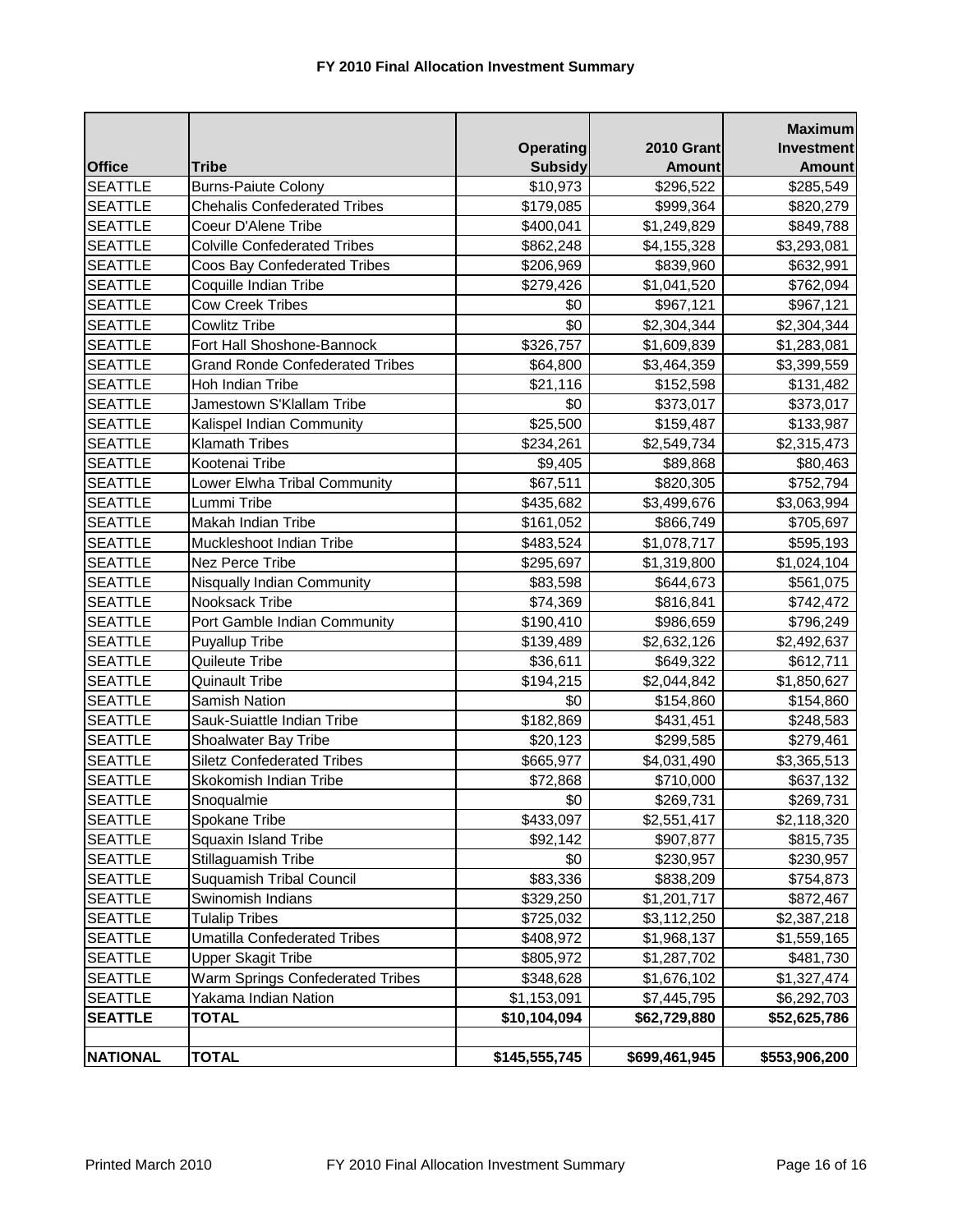## FY 2010 Final Allocation Investment Summary

| Office | Tribe | Operating Subsidy | 2010 Grant Amount | Maximum Investment Amount |
|---|---|---|---|---|
| SEATTLE | Burns-Paiute Colony | $10,973 | $296,522 | $285,549 |
| SEATTLE | Chehalis Confederated Tribes | $179,085 | $999,364 | $820,279 |
| SEATTLE | Coeur D'Alene Tribe | $400,041 | $1,249,829 | $849,788 |
| SEATTLE | Colville Confederated Tribes | $862,248 | $4,155,328 | $3,293,081 |
| SEATTLE | Coos Bay Confederated Tribes | $206,969 | $839,960 | $632,991 |
| SEATTLE | Coquille Indian Tribe | $279,426 | $1,041,520 | $762,094 |
| SEATTLE | Cow Creek Tribes | $0 | $967,121 | $967,121 |
| SEATTLE | Cowlitz Tribe | $0 | $2,304,344 | $2,304,344 |
| SEATTLE | Fort Hall Shoshone-Bannock | $326,757 | $1,609,839 | $1,283,081 |
| SEATTLE | Grand Ronde Confederated Tribes | $64,800 | $3,464,359 | $3,399,559 |
| SEATTLE | Hoh Indian Tribe | $21,116 | $152,598 | $131,482 |
| SEATTLE | Jamestown S'Klallam Tribe | $0 | $373,017 | $373,017 |
| SEATTLE | Kalispel Indian Community | $25,500 | $159,487 | $133,987 |
| SEATTLE | Klamath Tribes | $234,261 | $2,549,734 | $2,315,473 |
| SEATTLE | Kootenai Tribe | $9,405 | $89,868 | $80,463 |
| SEATTLE | Lower Elwha Tribal Community | $67,511 | $820,305 | $752,794 |
| SEATTLE | Lummi Tribe | $435,682 | $3,499,676 | $3,063,994 |
| SEATTLE | Makah Indian Tribe | $161,052 | $866,749 | $705,697 |
| SEATTLE | Muckleshoot Indian Tribe | $483,524 | $1,078,717 | $595,193 |
| SEATTLE | Nez Perce Tribe | $295,697 | $1,319,800 | $1,024,104 |
| SEATTLE | Nisqually Indian Community | $83,598 | $644,673 | $561,075 |
| SEATTLE | Nooksack Tribe | $74,369 | $816,841 | $742,472 |
| SEATTLE | Port Gamble Indian Community | $190,410 | $986,659 | $796,249 |
| SEATTLE | Puyallup Tribe | $139,489 | $2,632,126 | $2,492,637 |
| SEATTLE | Quileute Tribe | $36,611 | $649,322 | $612,711 |
| SEATTLE | Quinault Tribe | $194,215 | $2,044,842 | $1,850,627 |
| SEATTLE | Samish Nation | $0 | $154,860 | $154,860 |
| SEATTLE | Sauk-Suiattle Indian Tribe | $182,869 | $431,451 | $248,583 |
| SEATTLE | Shoalwater Bay Tribe | $20,123 | $299,585 | $279,461 |
| SEATTLE | Siletz Confederated Tribes | $665,977 | $4,031,490 | $3,365,513 |
| SEATTLE | Skokomish Indian Tribe | $72,868 | $710,000 | $637,132 |
| SEATTLE | Snoqualmie | $0 | $269,731 | $269,731 |
| SEATTLE | Spokane Tribe | $433,097 | $2,551,417 | $2,118,320 |
| SEATTLE | Squaxin Island Tribe | $92,142 | $907,877 | $815,735 |
| SEATTLE | Stillaguamish Tribe | $0 | $230,957 | $230,957 |
| SEATTLE | Suquamish Tribal Council | $83,336 | $838,209 | $754,873 |
| SEATTLE | Swinomish Indians | $329,250 | $1,201,717 | $872,467 |
| SEATTLE | Tulalip Tribes | $725,032 | $3,112,250 | $2,387,218 |
| SEATTLE | Umatilla Confederated Tribes | $408,972 | $1,968,137 | $1,559,165 |
| SEATTLE | Upper Skagit Tribe | $805,972 | $1,287,702 | $481,730 |
| SEATTLE | Warm Springs Confederated Tribes | $348,628 | $1,676,102 | $1,327,474 |
| SEATTLE | Yakama Indian Nation | $1,153,091 | $7,445,795 | $6,292,703 |
| **SEATTLE** | **TOTAL** | **$10,104,094** | **$62,729,880** | **$52,625,786** |
| | | | | |
| **NATIONAL** | **TOTAL** | **$145,555,745** | **$699,461,945** | **$553,906,200** |